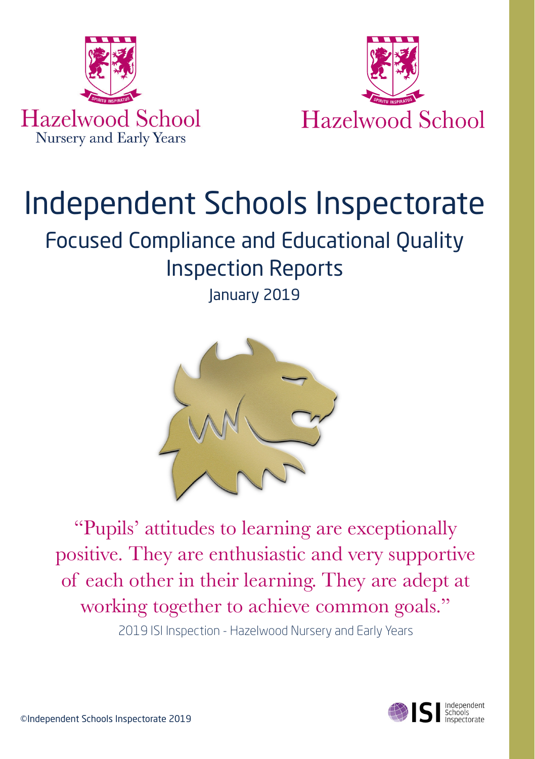Hazelwood School
Nursery and Early Years

Hazelwood School

# Independent Schools Inspectorate

## Focused Compliance and Educational Quality Inspection Reports

January 2019

"Pupils' attitudes to learning are exceptionally positive. They are enthusiastic and very supportive of each other in their learning. They are adept at working together to achieve common goals."

2019 ISI Inspection - Hazelwood Nursery and Early Years

©Independent Schools Inspectorate 2019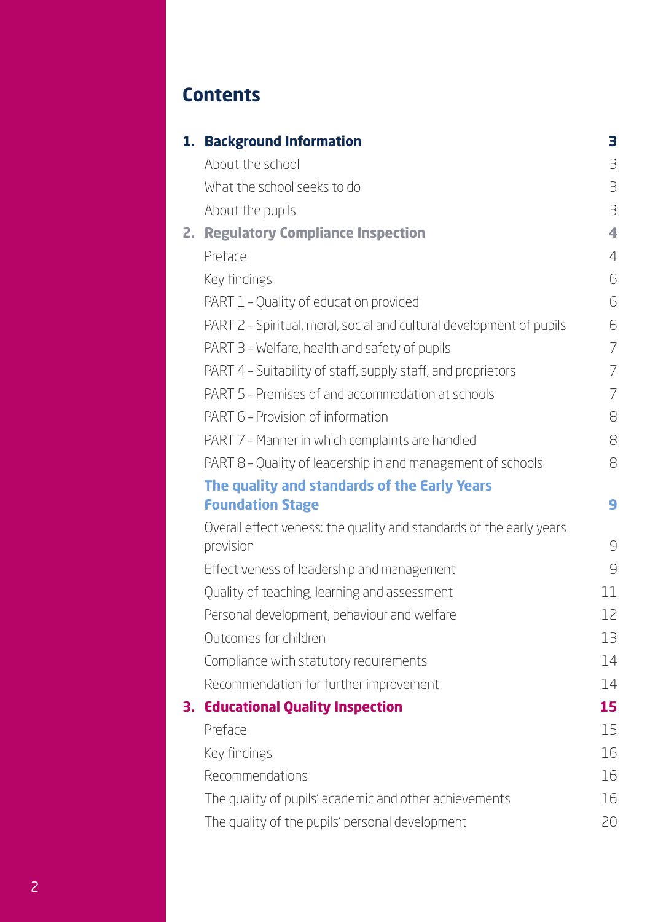# Contents

| | | |
|---|---|---|
| **1.** | **Background Information** | **3** |
| | About the school | 3 |
| | What the school seeks to do | 3 |
| | About the pupils | 3 |
| **2.** | **Regulatory Compliance Inspection** | **4** |
| | Preface | 4 |
| | Key findings | 6 |
| | PART 1 – Quality of education provided | 6 |
| | PART 2 – Spiritual, moral, social and cultural development of pupils | 6 |
| | PART 3 – Welfare, health and safety of pupils | 7 |
| | PART 4 – Suitability of staff, supply staff, and proprietors | 7 |
| | PART 5 – Premises of and accommodation at schools | 7 |
| | PART 6 – Provision of information | 8 |
| | PART 7 – Manner in which complaints are handled | 8 |
| | PART 8 – Quality of leadership in and management of schools | 8 |
| | **The quality and standards of the Early Years Foundation Stage** | **9** |
| | Overall effectiveness: the quality and standards of the early years provision | 9 |
| | Effectiveness of leadership and management | 9 |
| | Quality of teaching, learning and assessment | 11 |
| | Personal development, behaviour and welfare | 12 |
| | Outcomes for children | 13 |
| | Compliance with statutory requirements | 14 |
| | Recommendation for further improvement | 14 |
| **3.** | **Educational Quality Inspection** | **15** |
| | Preface | 15 |
| | Key findings | 16 |
| | Recommendations | 16 |
| | The quality of pupils' academic and other achievements | 16 |
| | The quality of the pupils' personal development | 20 |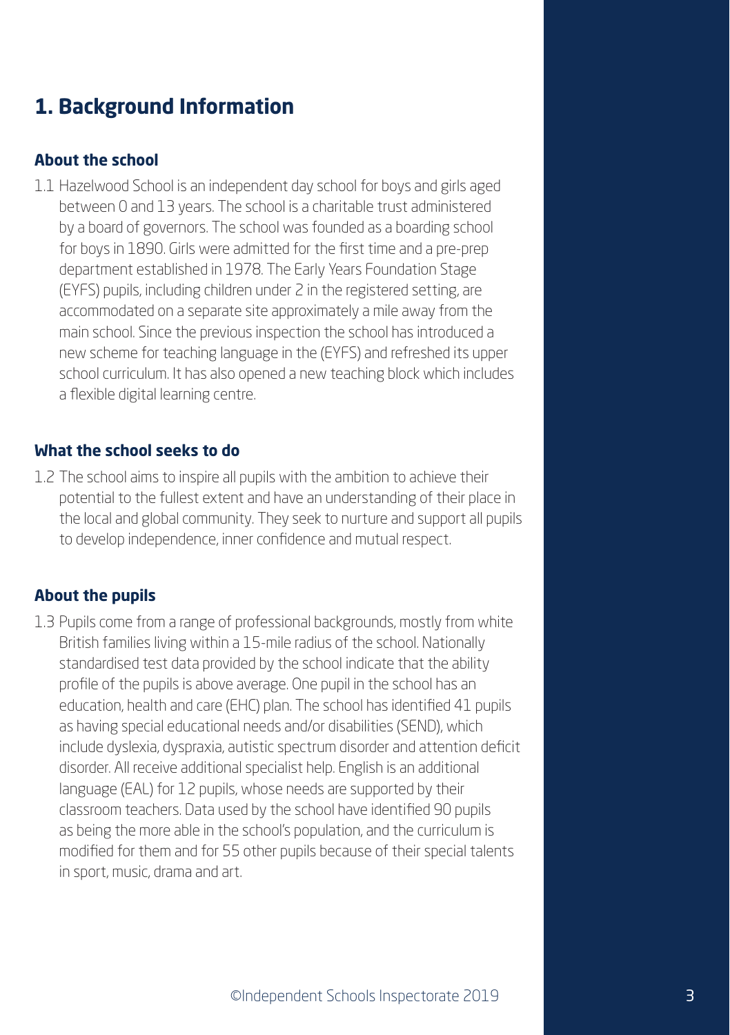## 1. Background Information

### About the school

1.1 Hazelwood School is an independent day school for boys and girls aged between 0 and 13 years. The school is a charitable trust administered by a board of governors. The school was founded as a boarding school for boys in 1890. Girls were admitted for the first time and a pre-prep department established in 1978. The Early Years Foundation Stage (EYFS) pupils, including children under 2 in the registered setting, are accommodated on a separate site approximately a mile away from the main school. Since the previous inspection the school has introduced a new scheme for teaching language in the (EYFS) and refreshed its upper school curriculum. It has also opened a new teaching block which includes a flexible digital learning centre.

### What the school seeks to do

1.2 The school aims to inspire all pupils with the ambition to achieve their potential to the fullest extent and have an understanding of their place in the local and global community. They seek to nurture and support all pupils to develop independence, inner confidence and mutual respect.

### About the pupils

1.3 Pupils come from a range of professional backgrounds, mostly from white British families living within a 15-mile radius of the school. Nationally standardised test data provided by the school indicate that the ability profile of the pupils is above average. One pupil in the school has an education, health and care (EHC) plan. The school has identified 41 pupils as having special educational needs and/or disabilities (SEND), which include dyslexia, dyspraxia, autistic spectrum disorder and attention deficit disorder. All receive additional specialist help. English is an additional language (EAL) for 12 pupils, whose needs are supported by their classroom teachers. Data used by the school have identified 90 pupils as being the more able in the school's population, and the curriculum is modified for them and for 55 other pupils because of their special talents in sport, music, drama and art.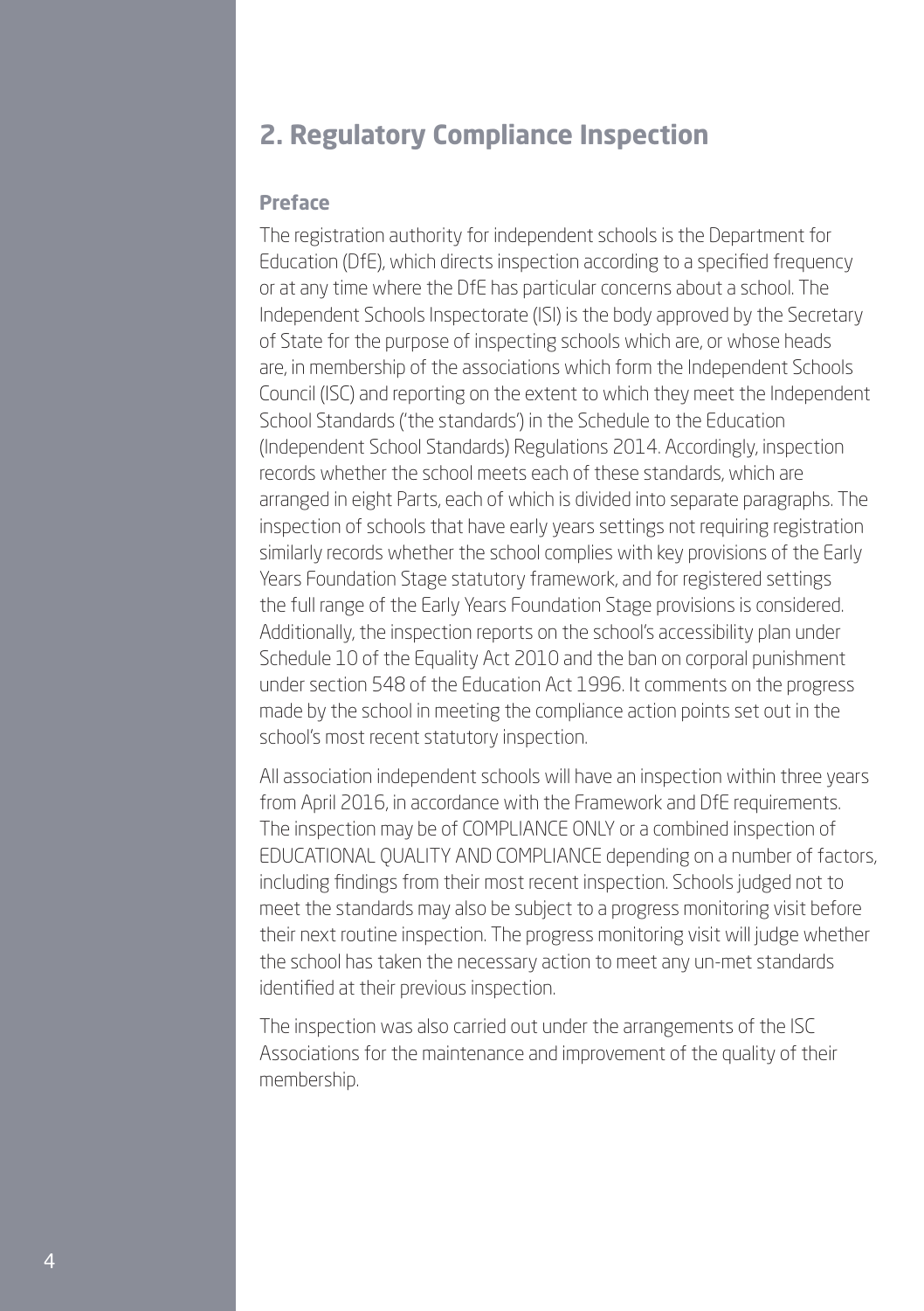## 2. Regulatory Compliance Inspection

### Preface

The registration authority for independent schools is the Department for Education (DfE), which directs inspection according to a specified frequency or at any time where the DfE has particular concerns about a school. The Independent Schools Inspectorate (ISI) is the body approved by the Secretary of State for the purpose of inspecting schools which are, or whose heads are, in membership of the associations which form the Independent Schools Council (ISC) and reporting on the extent to which they meet the Independent School Standards ('the standards') in the Schedule to the Education (Independent School Standards) Regulations 2014. Accordingly, inspection records whether the school meets each of these standards, which are arranged in eight Parts, each of which is divided into separate paragraphs. The inspection of schools that have early years settings not requiring registration similarly records whether the school complies with key provisions of the Early Years Foundation Stage statutory framework, and for registered settings the full range of the Early Years Foundation Stage provisions is considered. Additionally, the inspection reports on the school's accessibility plan under Schedule 10 of the Equality Act 2010 and the ban on corporal punishment under section 548 of the Education Act 1996. It comments on the progress made by the school in meeting the compliance action points set out in the school's most recent statutory inspection.

All association independent schools will have an inspection within three years from April 2016, in accordance with the Framework and DfE requirements. The inspection may be of COMPLIANCE ONLY or a combined inspection of EDUCATIONAL QUALITY AND COMPLIANCE depending on a number of factors, including findings from their most recent inspection. Schools judged not to meet the standards may also be subject to a progress monitoring visit before their next routine inspection. The progress monitoring visit will judge whether the school has taken the necessary action to meet any un-met standards identified at their previous inspection.

The inspection was also carried out under the arrangements of the ISC Associations for the maintenance and improvement of the quality of their membership.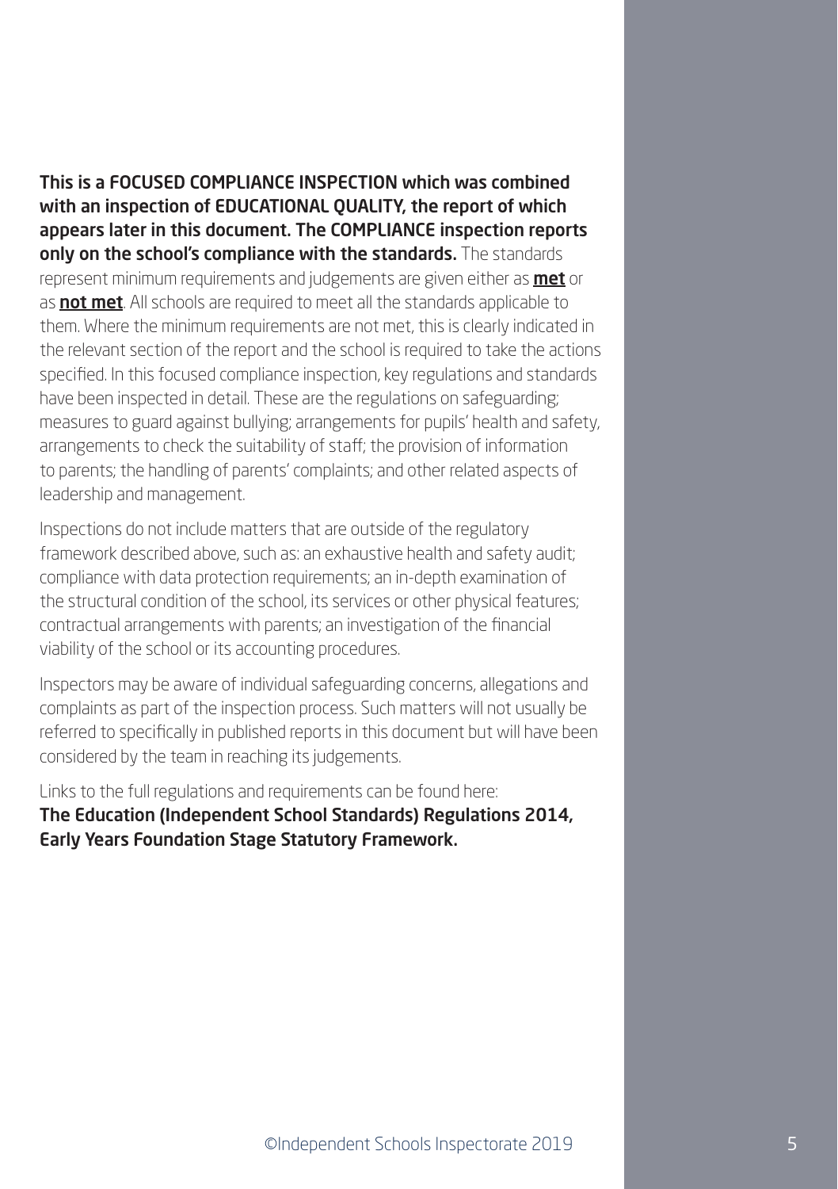**This is a FOCUSED COMPLIANCE INSPECTION which was combined with an inspection of EDUCATIONAL QUALITY, the report of which appears later in this document. The COMPLIANCE inspection reports only on the school's compliance with the standards.** The standards represent minimum requirements and judgements are given either as **met** or as **not met**. All schools are required to meet all the standards applicable to them. Where the minimum requirements are not met, this is clearly indicated in the relevant section of the report and the school is required to take the actions specified. In this focused compliance inspection, key regulations and standards have been inspected in detail. These are the regulations on safeguarding; measures to guard against bullying; arrangements for pupils' health and safety, arrangements to check the suitability of staff; the provision of information to parents; the handling of parents' complaints; and other related aspects of leadership and management.

Inspections do not include matters that are outside of the regulatory framework described above, such as: an exhaustive health and safety audit; compliance with data protection requirements; an in-depth examination of the structural condition of the school, its services or other physical features; contractual arrangements with parents; an investigation of the financial viability of the school or its accounting procedures.

Inspectors may be aware of individual safeguarding concerns, allegations and complaints as part of the inspection process. Such matters will not usually be referred to specifically in published reports in this document but will have been considered by the team in reaching its judgements.

Links to the full regulations and requirements can be found here:
**The Education (Independent School Standards) Regulations 2014, Early Years Foundation Stage Statutory Framework.**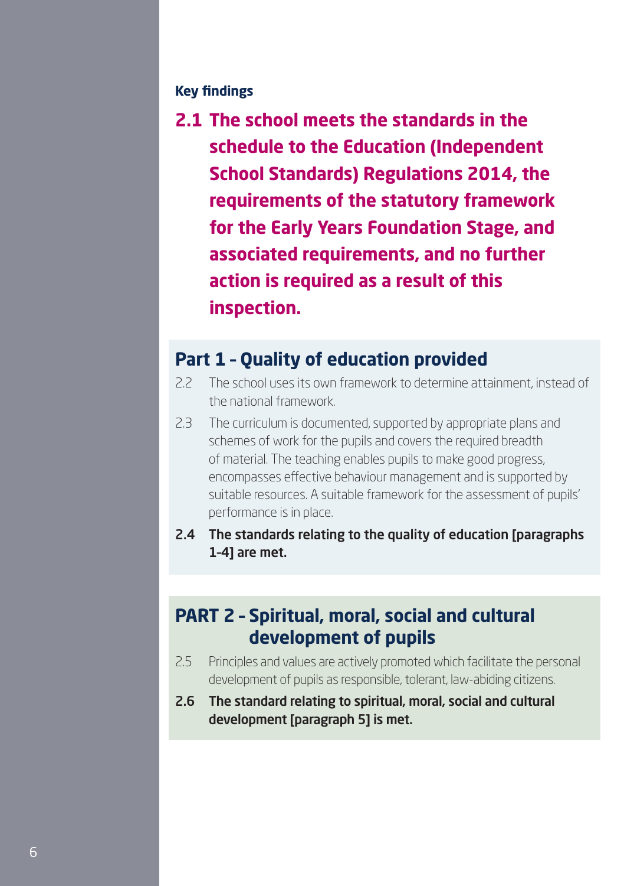### Key findings

**2.1 The school meets the standards in the schedule to the Education (Independent School Standards) Regulations 2014, the requirements of the statutory framework for the Early Years Foundation Stage, and associated requirements, and no further action is required as a result of this inspection.**

## Part 1 – Quality of education provided

2.2 The school uses its own framework to determine attainment, instead of the national framework.

2.3 The curriculum is documented, supported by appropriate plans and schemes of work for the pupils and covers the required breadth of material. The teaching enables pupils to make good progress, encompasses effective behaviour management and is supported by suitable resources. A suitable framework for the assessment of pupils' performance is in place.

**2.4 The standards relating to the quality of education [paragraphs 1–4] are met.**

## PART 2 – Spiritual, moral, social and cultural development of pupils

2.5 Principles and values are actively promoted which facilitate the personal development of pupils as responsible, tolerant, law-abiding citizens.

**2.6 The standard relating to spiritual, moral, social and cultural development [paragraph 5] is met.**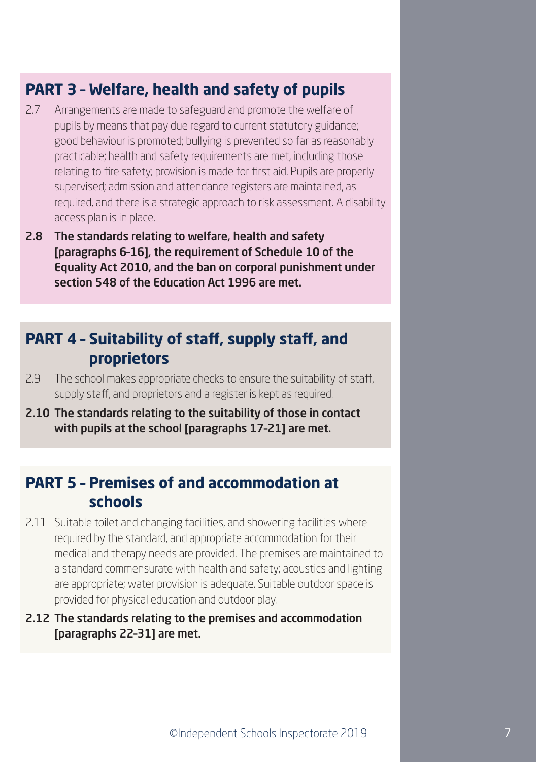## PART 3 – Welfare, health and safety of pupils

2.7 Arrangements are made to safeguard and promote the welfare of pupils by means that pay due regard to current statutory guidance; good behaviour is promoted; bullying is prevented so far as reasonably practicable; health and safety requirements are met, including those relating to fire safety; provision is made for first aid. Pupils are properly supervised; admission and attendance registers are maintained, as required, and there is a strategic approach to risk assessment. A disability access plan is in place.

**2.8 The standards relating to welfare, health and safety [paragraphs 6–16], the requirement of Schedule 10 of the Equality Act 2010, and the ban on corporal punishment under section 548 of the Education Act 1996 are met.**

## PART 4 – Suitability of staff, supply staff, and proprietors

2.9 The school makes appropriate checks to ensure the suitability of staff, supply staff, and proprietors and a register is kept as required.

**2.10 The standards relating to the suitability of those in contact with pupils at the school [paragraphs 17–21] are met.**

## PART 5 – Premises of and accommodation at schools

2.11 Suitable toilet and changing facilities, and showering facilities where required by the standard, and appropriate accommodation for their medical and therapy needs are provided. The premises are maintained to a standard commensurate with health and safety; acoustics and lighting are appropriate; water provision is adequate. Suitable outdoor space is provided for physical education and outdoor play.

**2.12 The standards relating to the premises and accommodation [paragraphs 22–31] are met.**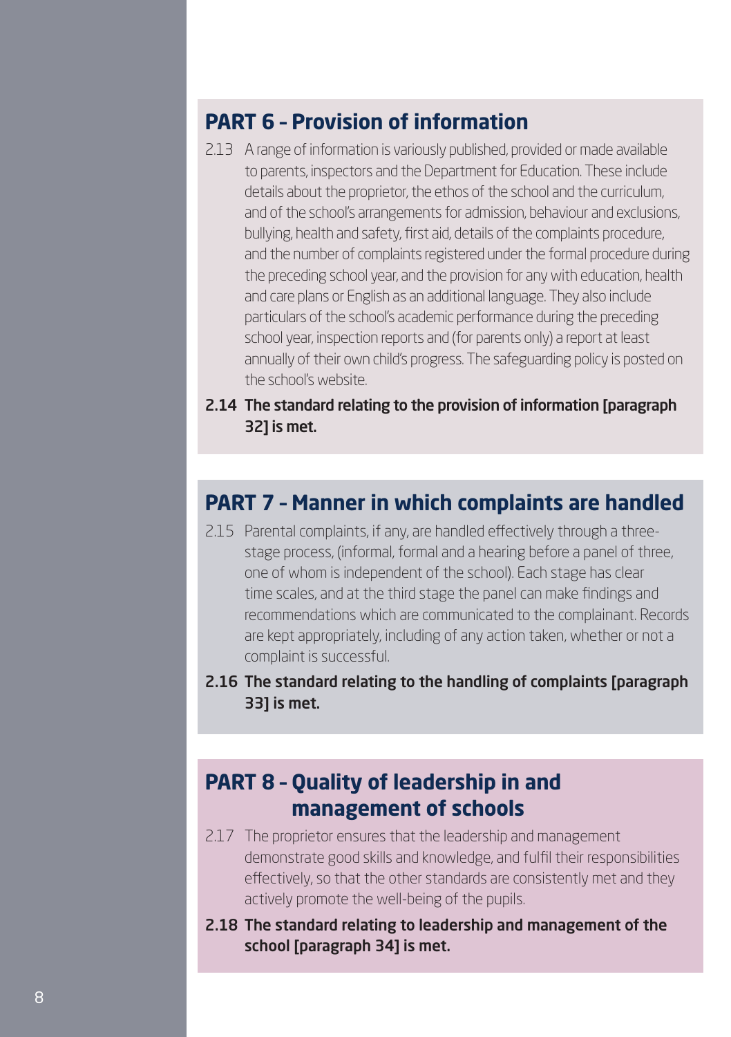## PART 6 – Provision of information

2.13 A range of information is variously published, provided or made available to parents, inspectors and the Department for Education. These include details about the proprietor, the ethos of the school and the curriculum, and of the school's arrangements for admission, behaviour and exclusions, bullying, health and safety, first aid, details of the complaints procedure, and the number of complaints registered under the formal procedure during the preceding school year, and the provision for any with education, health and care plans or English as an additional language. They also include particulars of the school's academic performance during the preceding school year, inspection reports and (for parents only) a report at least annually of their own child's progress. The safeguarding policy is posted on the school's website.

**2.14 The standard relating to the provision of information [paragraph 32] is met.**

## PART 7 – Manner in which complaints are handled

2.15 Parental complaints, if any, are handled effectively through a three-stage process, (informal, formal and a hearing before a panel of three, one of whom is independent of the school). Each stage has clear time scales, and at the third stage the panel can make findings and recommendations which are communicated to the complainant. Records are kept appropriately, including of any action taken, whether or not a complaint is successful.

**2.16 The standard relating to the handling of complaints [paragraph 33] is met.**

## PART 8 – Quality of leadership in and management of schools

2.17 The proprietor ensures that the leadership and management demonstrate good skills and knowledge, and fulfil their responsibilities effectively, so that the other standards are consistently met and they actively promote the well-being of the pupils.

**2.18 The standard relating to leadership and management of the school [paragraph 34] is met.**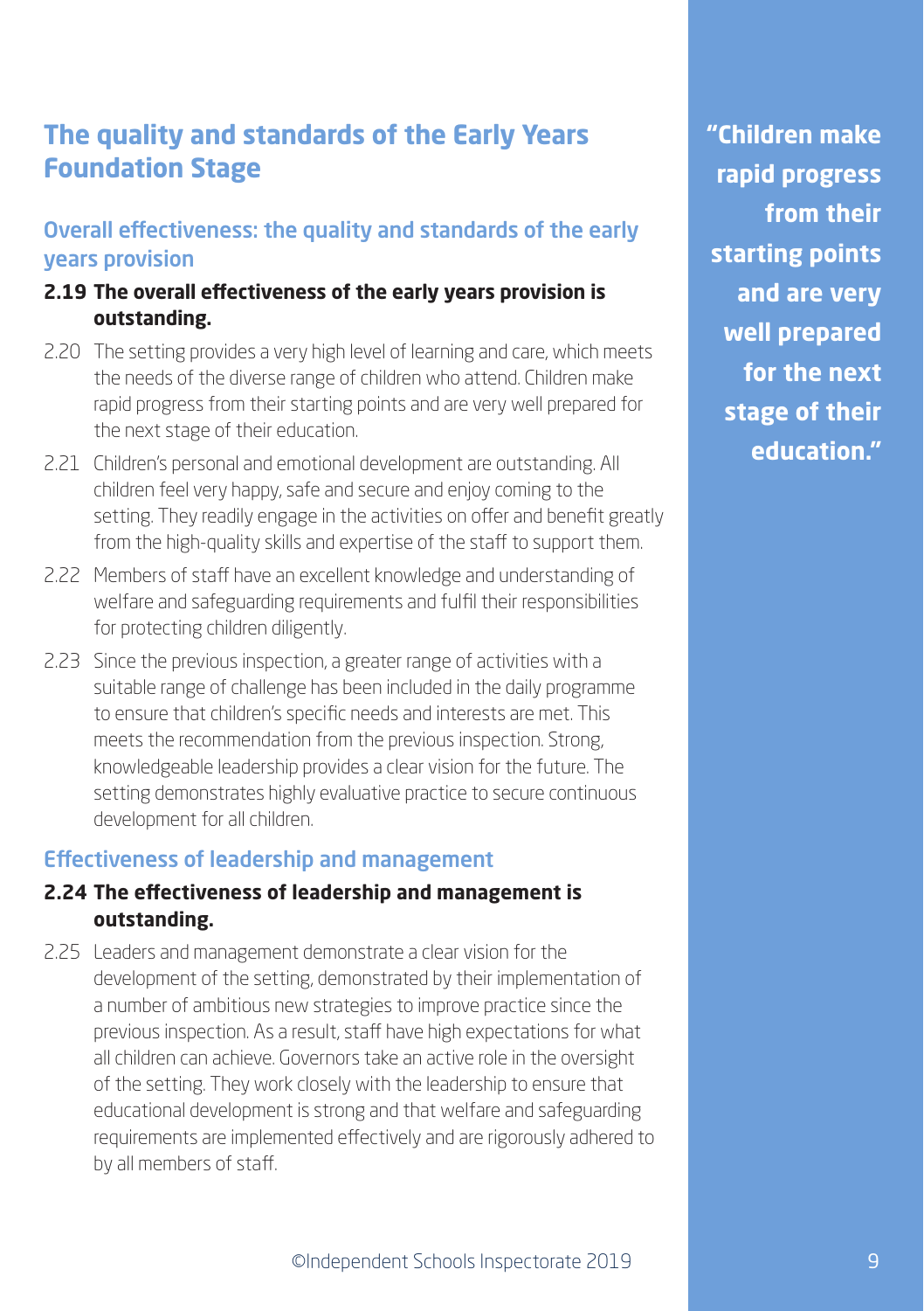## The quality and standards of the Early Years Foundation Stage

### Overall effectiveness: the quality and standards of the early years provision

**2.19 The overall effectiveness of the early years provision is outstanding.**

2.20 The setting provides a very high level of learning and care, which meets the needs of the diverse range of children who attend. Children make rapid progress from their starting points and are very well prepared for the next stage of their education.

2.21 Children's personal and emotional development are outstanding. All children feel very happy, safe and secure and enjoy coming to the setting. They readily engage in the activities on offer and benefit greatly from the high-quality skills and expertise of the staff to support them.

2.22 Members of staff have an excellent knowledge and understanding of welfare and safeguarding requirements and fulfil their responsibilities for protecting children diligently.

2.23 Since the previous inspection, a greater range of activities with a suitable range of challenge has been included in the daily programme to ensure that children's specific needs and interests are met. This meets the recommendation from the previous inspection. Strong, knowledgeable leadership provides a clear vision for the future. The setting demonstrates highly evaluative practice to secure continuous development for all children.

### Effectiveness of leadership and management

**2.24 The effectiveness of leadership and management is outstanding.**

2.25 Leaders and management demonstrate a clear vision for the development of the setting, demonstrated by their implementation of a number of ambitious new strategies to improve practice since the previous inspection. As a result, staff have high expectations for what all children can achieve. Governors take an active role in the oversight of the setting. They work closely with the leadership to ensure that educational development is strong and that welfare and safeguarding requirements are implemented effectively and are rigorously adhered to by all members of staff.

**"Children make rapid progress from their starting points and are very well prepared for the next stage of their education."**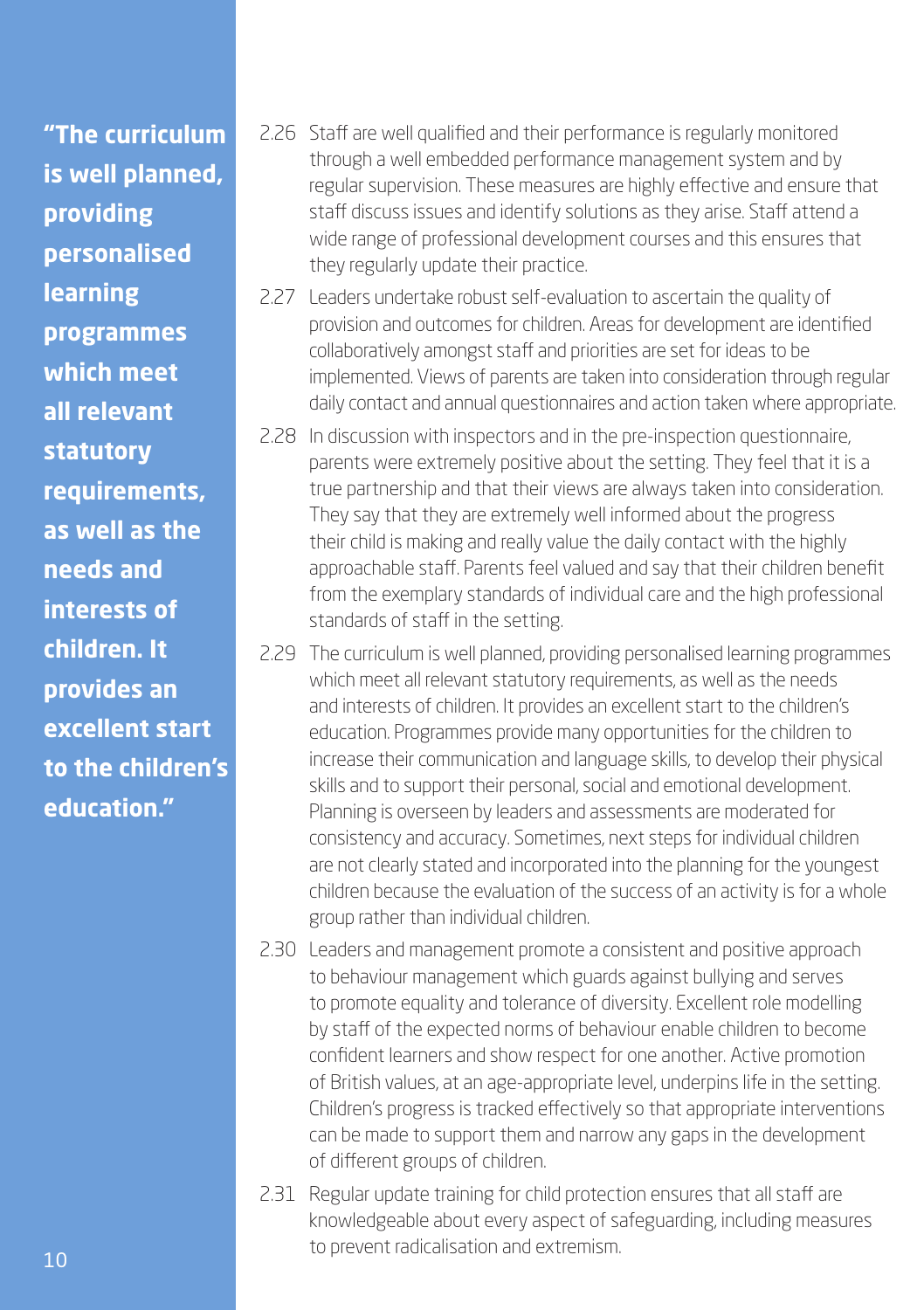**"The curriculum is well planned, providing personalised learning programmes which meet all relevant statutory requirements, as well as the needs and interests of children. It provides an excellent start to the children's education."**

2.26 Staff are well qualified and their performance is regularly monitored through a well embedded performance management system and by regular supervision. These measures are highly effective and ensure that staff discuss issues and identify solutions as they arise. Staff attend a wide range of professional development courses and this ensures that they regularly update their practice.

2.27 Leaders undertake robust self-evaluation to ascertain the quality of provision and outcomes for children. Areas for development are identified collaboratively amongst staff and priorities are set for ideas to be implemented. Views of parents are taken into consideration through regular daily contact and annual questionnaires and action taken where appropriate.

2.28 In discussion with inspectors and in the pre-inspection questionnaire, parents were extremely positive about the setting. They feel that it is a true partnership and that their views are always taken into consideration. They say that they are extremely well informed about the progress their child is making and really value the daily contact with the highly approachable staff. Parents feel valued and say that their children benefit from the exemplary standards of individual care and the high professional standards of staff in the setting.

2.29 The curriculum is well planned, providing personalised learning programmes which meet all relevant statutory requirements, as well as the needs and interests of children. It provides an excellent start to the children's education. Programmes provide many opportunities for the children to increase their communication and language skills, to develop their physical skills and to support their personal, social and emotional development. Planning is overseen by leaders and assessments are moderated for consistency and accuracy. Sometimes, next steps for individual children are not clearly stated and incorporated into the planning for the youngest children because the evaluation of the success of an activity is for a whole group rather than individual children.

2.30 Leaders and management promote a consistent and positive approach to behaviour management which guards against bullying and serves to promote equality and tolerance of diversity. Excellent role modelling by staff of the expected norms of behaviour enable children to become confident learners and show respect for one another. Active promotion of British values, at an age-appropriate level, underpins life in the setting. Children's progress is tracked effectively so that appropriate interventions can be made to support them and narrow any gaps in the development of different groups of children.

2.31 Regular update training for child protection ensures that all staff are knowledgeable about every aspect of safeguarding, including measures to prevent radicalisation and extremism.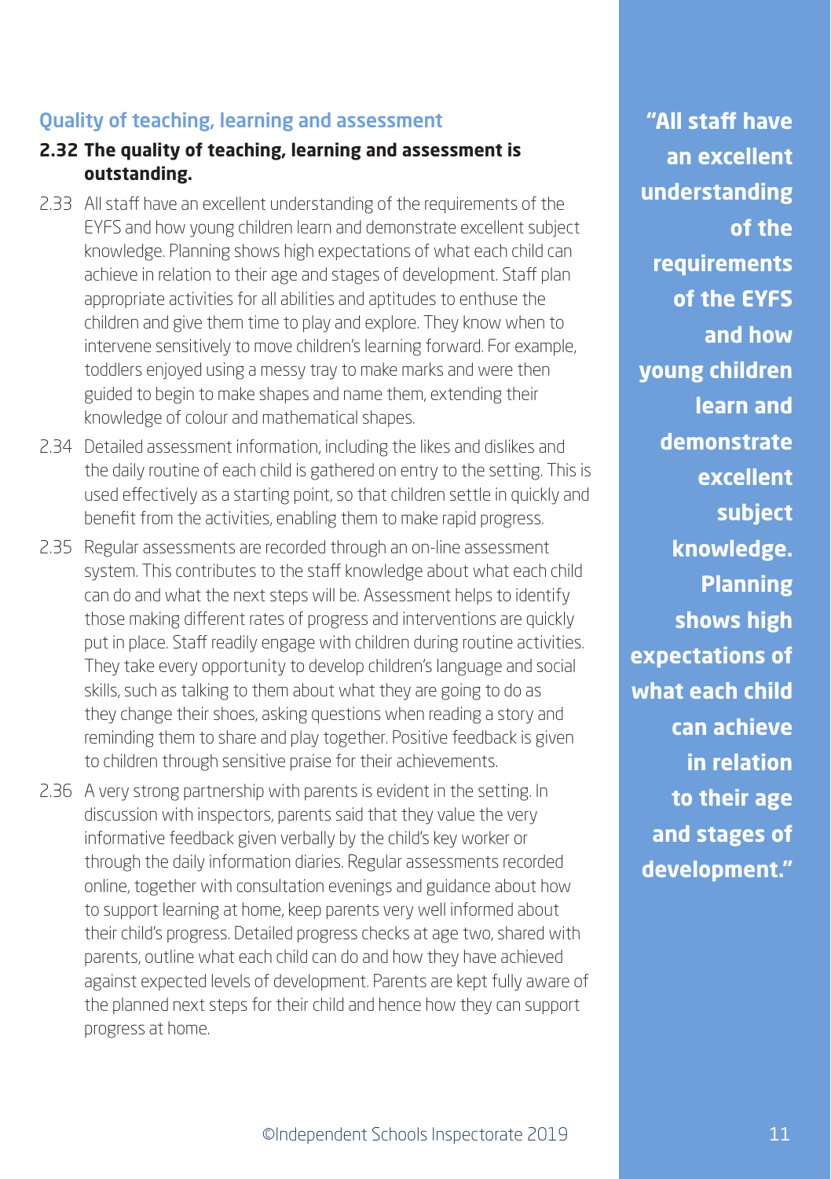## Quality of teaching, learning and assessment

**2.32 The quality of teaching, learning and assessment is outstanding.**

2.33 All staff have an excellent understanding of the requirements of the EYFS and how young children learn and demonstrate excellent subject knowledge. Planning shows high expectations of what each child can achieve in relation to their age and stages of development. Staff plan appropriate activities for all abilities and aptitudes to enthuse the children and give them time to play and explore. They know when to intervene sensitively to move children's learning forward. For example, toddlers enjoyed using a messy tray to make marks and were then guided to begin to make shapes and name them, extending their knowledge of colour and mathematical shapes.

2.34 Detailed assessment information, including the likes and dislikes and the daily routine of each child is gathered on entry to the setting. This is used effectively as a starting point, so that children settle in quickly and benefit from the activities, enabling them to make rapid progress.

2.35 Regular assessments are recorded through an on-line assessment system. This contributes to the staff knowledge about what each child can do and what the next steps will be. Assessment helps to identify those making different rates of progress and interventions are quickly put in place. Staff readily engage with children during routine activities. They take every opportunity to develop children's language and social skills, such as talking to them about what they are going to do as they change their shoes, asking questions when reading a story and reminding them to share and play together. Positive feedback is given to children through sensitive praise for their achievements.

2.36 A very strong partnership with parents is evident in the setting. In discussion with inspectors, parents said that they value the very informative feedback given verbally by the child's key worker or through the daily information diaries. Regular assessments recorded online, together with consultation evenings and guidance about how to support learning at home, keep parents very well informed about their child's progress. Detailed progress checks at age two, shared with parents, outline what each child can do and how they have achieved against expected levels of development. Parents are kept fully aware of the planned next steps for their child and hence how they can support progress at home.

**"All staff have an excellent understanding of the requirements of the EYFS and how young children learn and demonstrate excellent subject knowledge. Planning shows high expectations of what each child can achieve in relation to their age and stages of development."**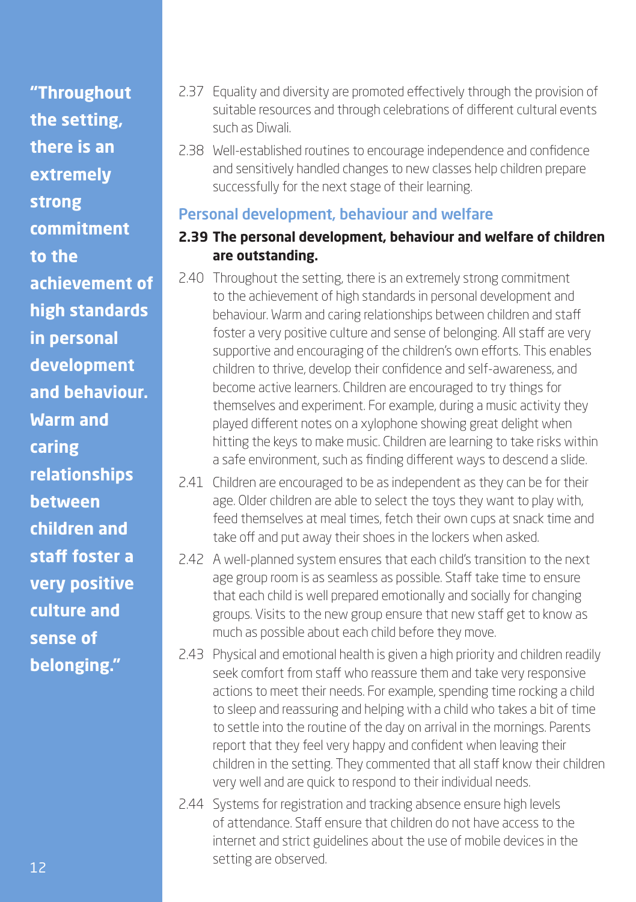> **"Throughout the setting, there is an extremely strong commitment to the achievement of high standards in personal development and behaviour. Warm and caring relationships between children and staff foster a very positive culture and sense of belonging."**

2.37 Equality and diversity are promoted effectively through the provision of suitable resources and through celebrations of different cultural events such as Diwali.

2.38 Well-established routines to encourage independence and confidence and sensitively handled changes to new classes help children prepare successfully for the next stage of their learning.

## Personal development, behaviour and welfare

**2.39 The personal development, behaviour and welfare of children are outstanding.**

2.40 Throughout the setting, there is an extremely strong commitment to the achievement of high standards in personal development and behaviour. Warm and caring relationships between children and staff foster a very positive culture and sense of belonging. All staff are very supportive and encouraging of the children's own efforts. This enables children to thrive, develop their confidence and self-awareness, and become active learners. Children are encouraged to try things for themselves and experiment. For example, during a music activity they played different notes on a xylophone showing great delight when hitting the keys to make music. Children are learning to take risks within a safe environment, such as finding different ways to descend a slide.

2.41 Children are encouraged to be as independent as they can be for their age. Older children are able to select the toys they want to play with, feed themselves at meal times, fetch their own cups at snack time and take off and put away their shoes in the lockers when asked.

2.42 A well-planned system ensures that each child's transition to the next age group room is as seamless as possible. Staff take time to ensure that each child is well prepared emotionally and socially for changing groups. Visits to the new group ensure that new staff get to know as much as possible about each child before they move.

2.43 Physical and emotional health is given a high priority and children readily seek comfort from staff who reassure them and take very responsive actions to meet their needs. For example, spending time rocking a child to sleep and reassuring and helping with a child who takes a bit of time to settle into the routine of the day on arrival in the mornings. Parents report that they feel very happy and confident when leaving their children in the setting. They commented that all staff know their children very well and are quick to respond to their individual needs.

2.44 Systems for registration and tracking absence ensure high levels of attendance. Staff ensure that children do not have access to the internet and strict guidelines about the use of mobile devices in the setting are observed.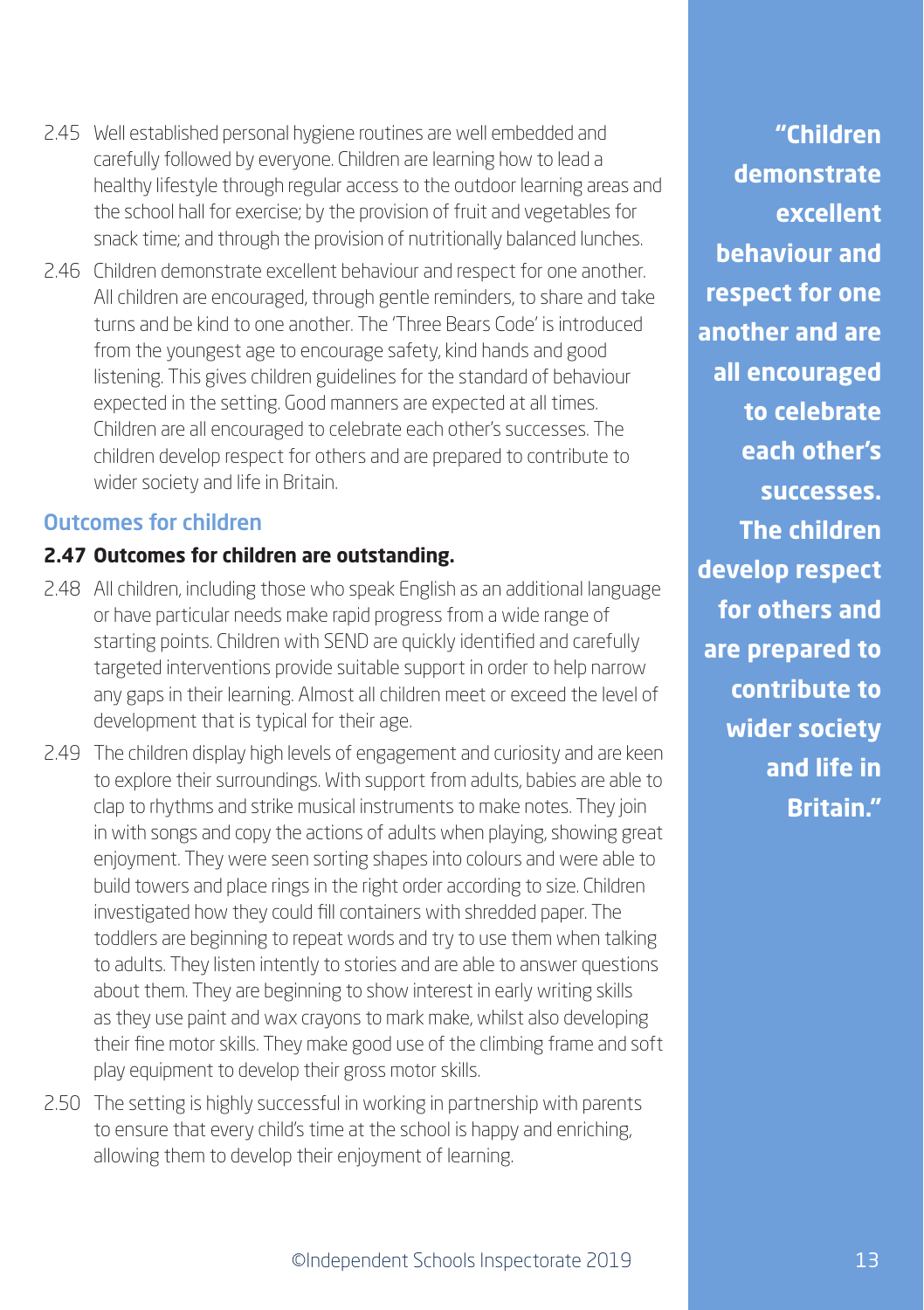2.45 Well established personal hygiene routines are well embedded and carefully followed by everyone. Children are learning how to lead a healthy lifestyle through regular access to the outdoor learning areas and the school hall for exercise; by the provision of fruit and vegetables for snack time; and through the provision of nutritionally balanced lunches.

2.46 Children demonstrate excellent behaviour and respect for one another. All children are encouraged, through gentle reminders, to share and take turns and be kind to one another. The 'Three Bears Code' is introduced from the youngest age to encourage safety, kind hands and good listening. This gives children guidelines for the standard of behaviour expected in the setting. Good manners are expected at all times. Children are all encouraged to celebrate each other's successes. The children develop respect for others and are prepared to contribute to wider society and life in Britain.

## Outcomes for children

**2.47 Outcomes for children are outstanding.**

2.48 All children, including those who speak English as an additional language or have particular needs make rapid progress from a wide range of starting points. Children with SEND are quickly identified and carefully targeted interventions provide suitable support in order to help narrow any gaps in their learning. Almost all children meet or exceed the level of development that is typical for their age.

2.49 The children display high levels of engagement and curiosity and are keen to explore their surroundings. With support from adults, babies are able to clap to rhythms and strike musical instruments to make notes. They join in with songs and copy the actions of adults when playing, showing great enjoyment. They were seen sorting shapes into colours and were able to build towers and place rings in the right order according to size. Children investigated how they could fill containers with shredded paper. The toddlers are beginning to repeat words and try to use them when talking to adults. They listen intently to stories and are able to answer questions about them. They are beginning to show interest in early writing skills as they use paint and wax crayons to mark make, whilst also developing their fine motor skills. They make good use of the climbing frame and soft play equipment to develop their gross motor skills.

2.50 The setting is highly successful in working in partnership with parents to ensure that every child's time at the school is happy and enriching, allowing them to develop their enjoyment of learning.

**"Children demonstrate excellent behaviour and respect for one another and are all encouraged to celebrate each other's successes. The children develop respect for others and are prepared to contribute to wider society and life in Britain."**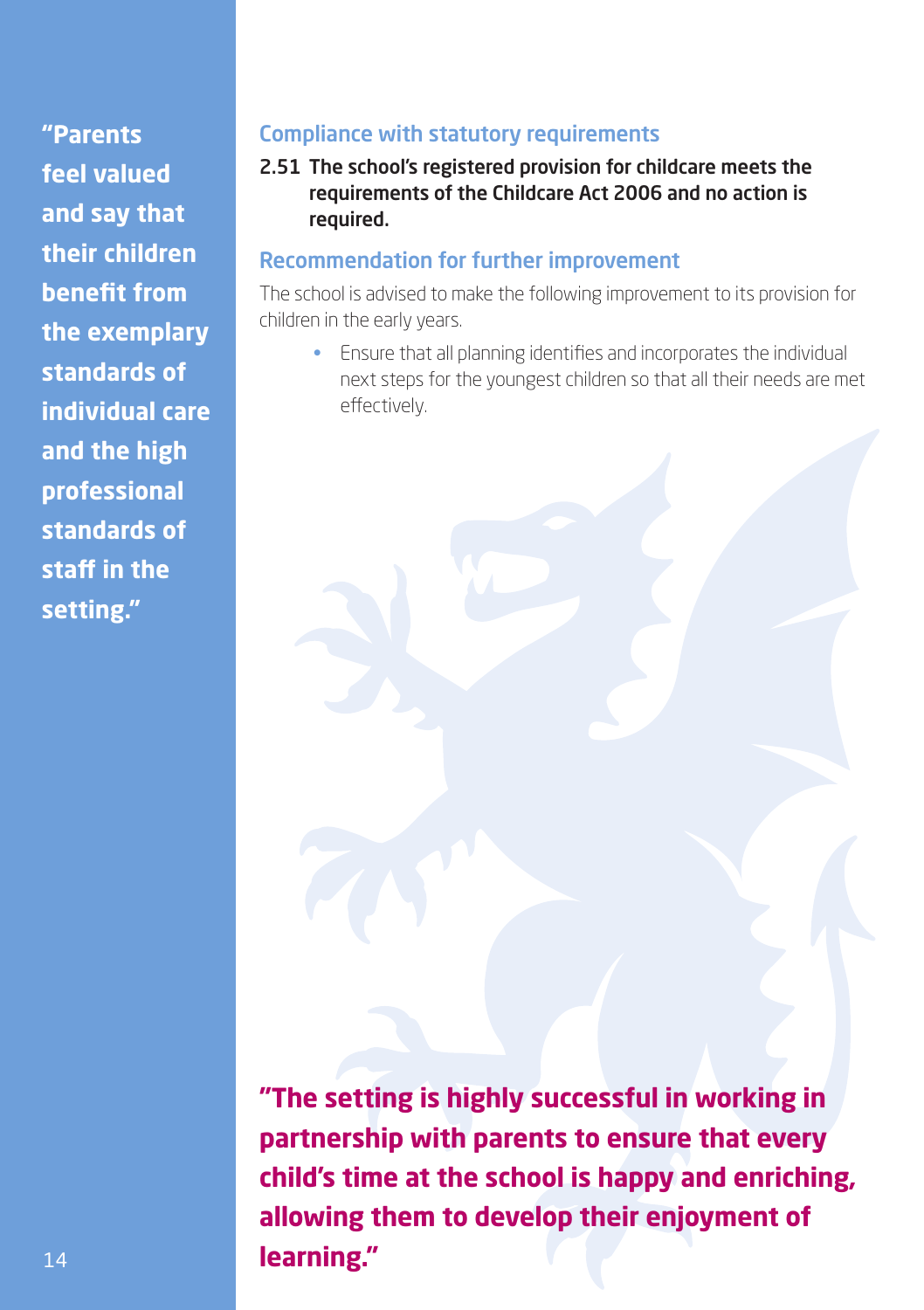"Parents feel valued and say that their children benefit from the exemplary standards of individual care and the high professional standards of staff in the setting."

## Compliance with statutory requirements

**2.51 The school's registered provision for childcare meets the requirements of the Childcare Act 2006 and no action is required.**

## Recommendation for further improvement

The school is advised to make the following improvement to its provision for children in the early years.

- Ensure that all planning identifies and incorporates the individual next steps for the youngest children so that all their needs are met effectively.

**"The setting is highly successful in working in partnership with parents to ensure that every child's time at the school is happy and enriching, allowing them to develop their enjoyment of learning."**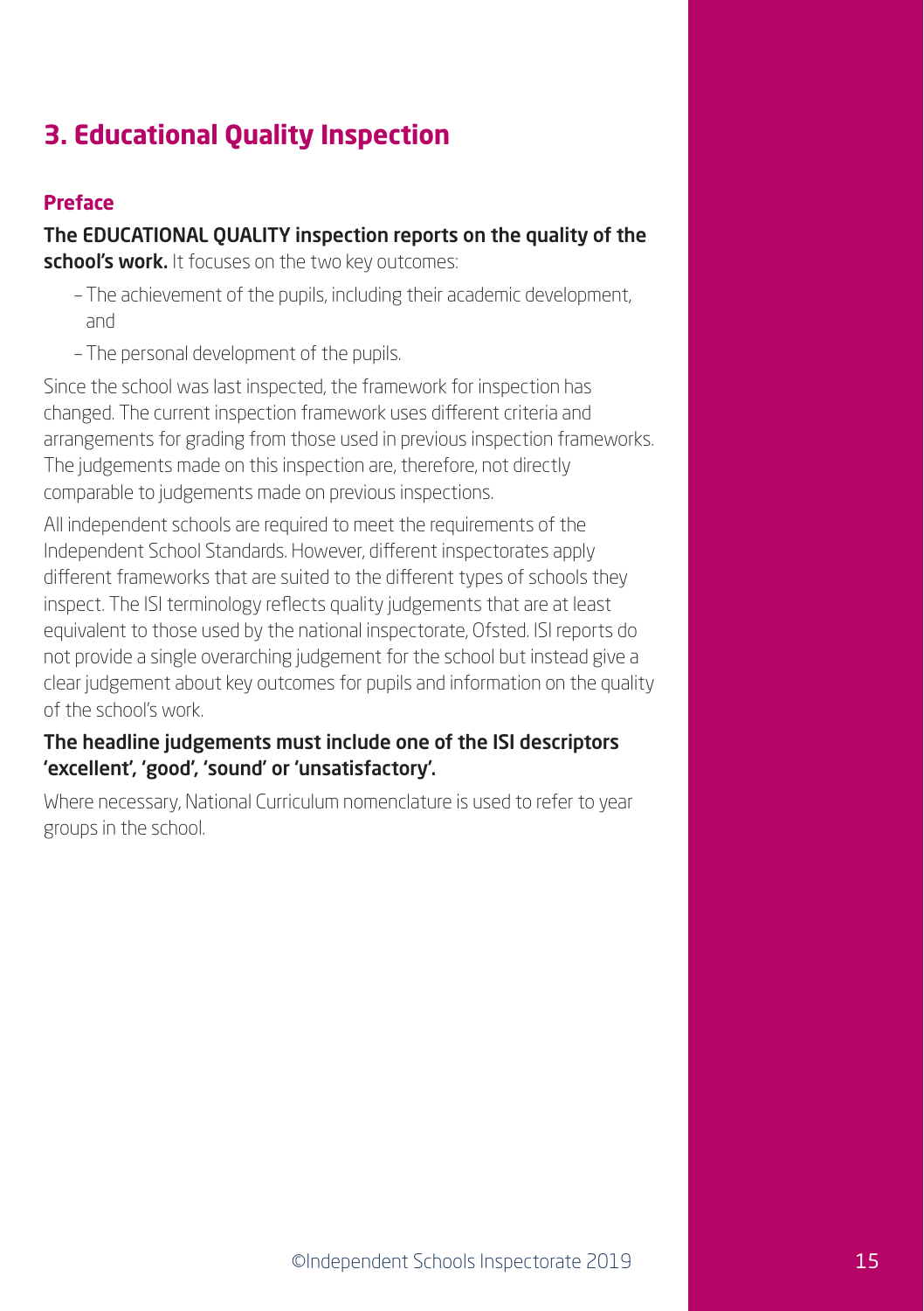## 3. Educational Quality Inspection

### Preface

**The EDUCATIONAL QUALITY inspection reports on the quality of the school's work.** It focuses on the two key outcomes:

- The achievement of the pupils, including their academic development, and
- The personal development of the pupils.

Since the school was last inspected, the framework for inspection has changed. The current inspection framework uses different criteria and arrangements for grading from those used in previous inspection frameworks. The judgements made on this inspection are, therefore, not directly comparable to judgements made on previous inspections.

All independent schools are required to meet the requirements of the Independent School Standards. However, different inspectorates apply different frameworks that are suited to the different types of schools they inspect. The ISI terminology reflects quality judgements that are at least equivalent to those used by the national inspectorate, Ofsted. ISI reports do not provide a single overarching judgement for the school but instead give a clear judgement about key outcomes for pupils and information on the quality of the school's work.

**The headline judgements must include one of the ISI descriptors 'excellent', 'good', 'sound' or 'unsatisfactory'.**

Where necessary, National Curriculum nomenclature is used to refer to year groups in the school.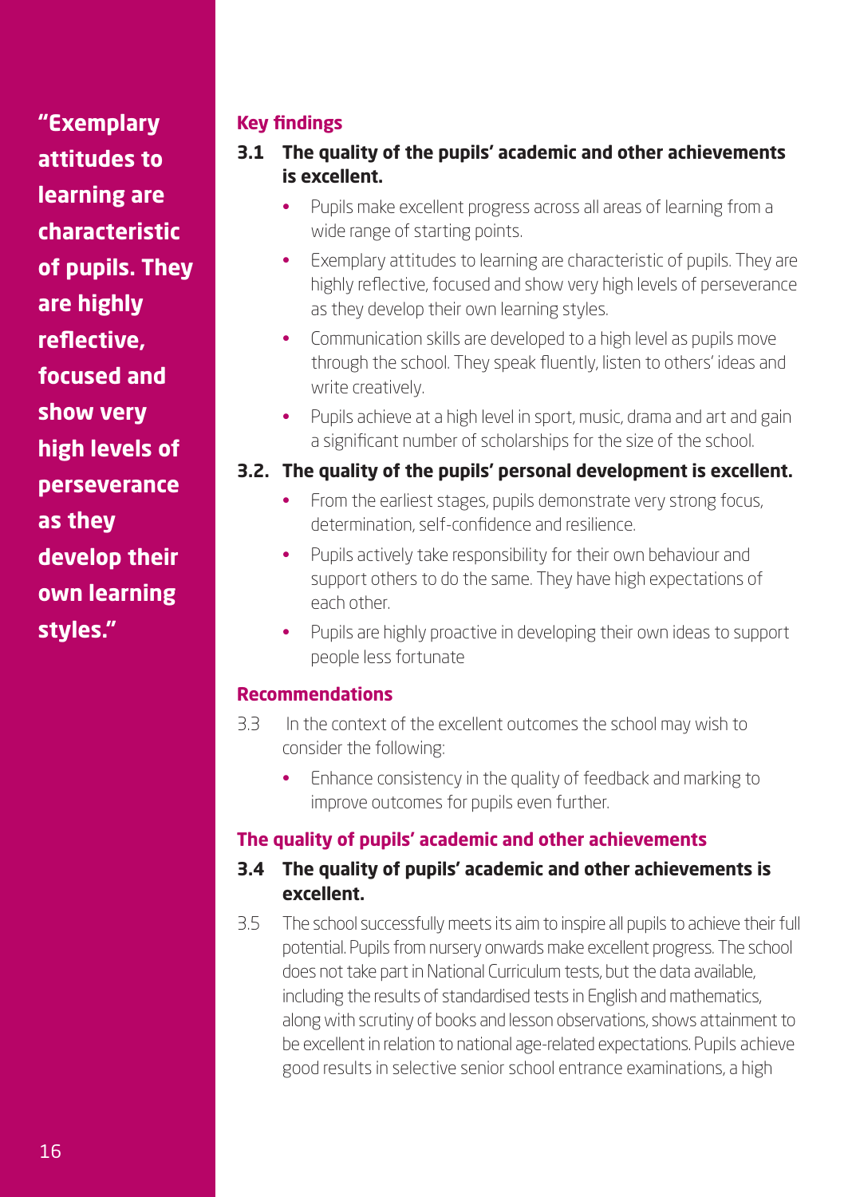"Exemplary attitudes to learning are characteristic of pupils. They are highly reflective, focused and show very high levels of perseverance as they develop their own learning styles."

### Key findings

**3.1 The quality of the pupils' academic and other achievements is excellent.**

- Pupils make excellent progress across all areas of learning from a wide range of starting points.
- Exemplary attitudes to learning are characteristic of pupils. They are highly reflective, focused and show very high levels of perseverance as they develop their own learning styles.
- Communication skills are developed to a high level as pupils move through the school. They speak fluently, listen to others' ideas and write creatively.
- Pupils achieve at a high level in sport, music, drama and art and gain a significant number of scholarships for the size of the school.

**3.2. The quality of the pupils' personal development is excellent.**

- From the earliest stages, pupils demonstrate very strong focus, determination, self-confidence and resilience.
- Pupils actively take responsibility for their own behaviour and support others to do the same. They have high expectations of each other.
- Pupils are highly proactive in developing their own ideas to support people less fortunate

### Recommendations

3.3 In the context of the excellent outcomes the school may wish to consider the following:

- Enhance consistency in the quality of feedback and marking to improve outcomes for pupils even further.

### The quality of pupils' academic and other achievements

**3.4 The quality of pupils' academic and other achievements is excellent.**

3.5 The school successfully meets its aim to inspire all pupils to achieve their full potential. Pupils from nursery onwards make excellent progress. The school does not take part in National Curriculum tests, but the data available, including the results of standardised tests in English and mathematics, along with scrutiny of books and lesson observations, shows attainment to be excellent in relation to national age-related expectations. Pupils achieve good results in selective senior school entrance examinations, a high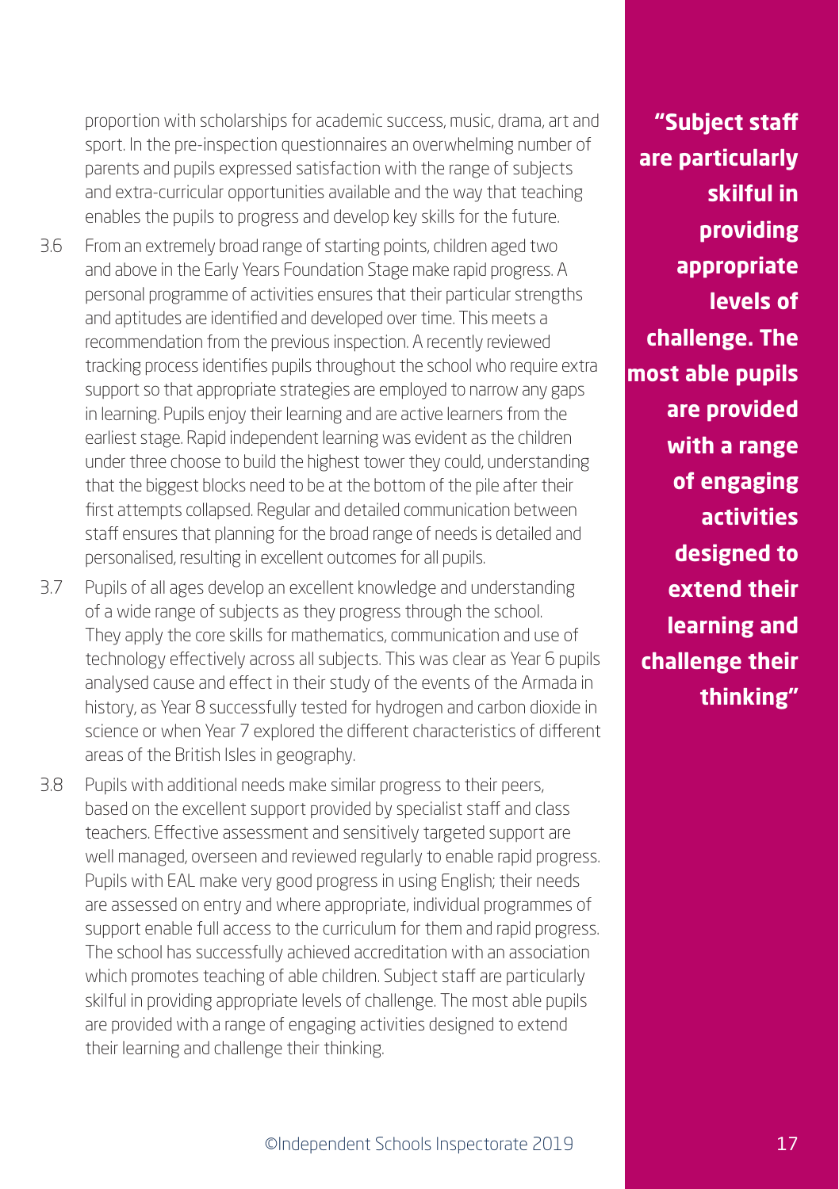proportion with scholarships for academic success, music, drama, art and sport. In the pre-inspection questionnaires an overwhelming number of parents and pupils expressed satisfaction with the range of subjects and extra-curricular opportunities available and the way that teaching enables the pupils to progress and develop key skills for the future.

3.6 From an extremely broad range of starting points, children aged two and above in the Early Years Foundation Stage make rapid progress. A personal programme of activities ensures that their particular strengths and aptitudes are identified and developed over time. This meets a recommendation from the previous inspection. A recently reviewed tracking process identifies pupils throughout the school who require extra support so that appropriate strategies are employed to narrow any gaps in learning. Pupils enjoy their learning and are active learners from the earliest stage. Rapid independent learning was evident as the children under three choose to build the highest tower they could, understanding that the biggest blocks need to be at the bottom of the pile after their first attempts collapsed. Regular and detailed communication between staff ensures that planning for the broad range of needs is detailed and personalised, resulting in excellent outcomes for all pupils.

3.7 Pupils of all ages develop an excellent knowledge and understanding of a wide range of subjects as they progress through the school. They apply the core skills for mathematics, communication and use of technology effectively across all subjects. This was clear as Year 6 pupils analysed cause and effect in their study of the events of the Armada in history, as Year 8 successfully tested for hydrogen and carbon dioxide in science or when Year 7 explored the different characteristics of different areas of the British Isles in geography.

3.8 Pupils with additional needs make similar progress to their peers, based on the excellent support provided by specialist staff and class teachers. Effective assessment and sensitively targeted support are well managed, overseen and reviewed regularly to enable rapid progress. Pupils with EAL make very good progress in using English; their needs are assessed on entry and where appropriate, individual programmes of support enable full access to the curriculum for them and rapid progress. The school has successfully achieved accreditation with an association which promotes teaching of able children. Subject staff are particularly skilful in providing appropriate levels of challenge. The most able pupils are provided with a range of engaging activities designed to extend their learning and challenge their thinking.

**"Subject staff are particularly skilful in providing appropriate levels of challenge. The most able pupils are provided with a range of engaging activities designed to extend their learning and challenge their thinking"**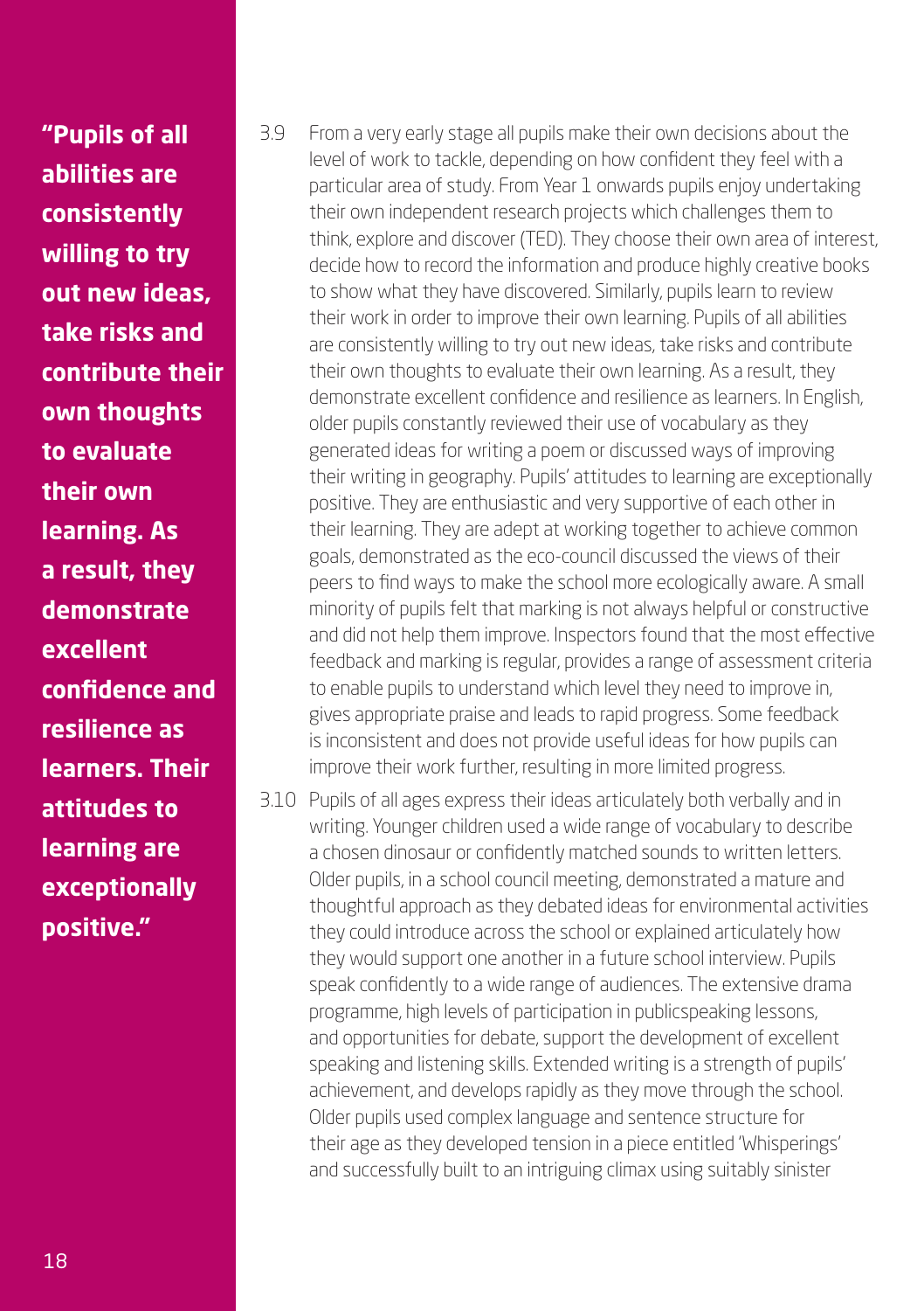**"Pupils of all abilities are consistently willing to try out new ideas, take risks and contribute their own thoughts to evaluate their own learning. As a result, they demonstrate excellent confidence and resilience as learners. Their attitudes to learning are exceptionally positive."**

3.9 From a very early stage all pupils make their own decisions about the level of work to tackle, depending on how confident they feel with a particular area of study. From Year 1 onwards pupils enjoy undertaking their own independent research projects which challenges them to think, explore and discover (TED). They choose their own area of interest, decide how to record the information and produce highly creative books to show what they have discovered. Similarly, pupils learn to review their work in order to improve their own learning. Pupils of all abilities are consistently willing to try out new ideas, take risks and contribute their own thoughts to evaluate their own learning. As a result, they demonstrate excellent confidence and resilience as learners. In English, older pupils constantly reviewed their use of vocabulary as they generated ideas for writing a poem or discussed ways of improving their writing in geography. Pupils' attitudes to learning are exceptionally positive. They are enthusiastic and very supportive of each other in their learning. They are adept at working together to achieve common goals, demonstrated as the eco-council discussed the views of their peers to find ways to make the school more ecologically aware. A small minority of pupils felt that marking is not always helpful or constructive and did not help them improve. Inspectors found that the most effective feedback and marking is regular, provides a range of assessment criteria to enable pupils to understand which level they need to improve in, gives appropriate praise and leads to rapid progress. Some feedback is inconsistent and does not provide useful ideas for how pupils can improve their work further, resulting in more limited progress.

3.10 Pupils of all ages express their ideas articulately both verbally and in writing. Younger children used a wide range of vocabulary to describe a chosen dinosaur or confidently matched sounds to written letters. Older pupils, in a school council meeting, demonstrated a mature and thoughtful approach as they debated ideas for environmental activities they could introduce across the school or explained articulately how they would support one another in a future school interview. Pupils speak confidently to a wide range of audiences. The extensive drama programme, high levels of participation in publicspeaking lessons, and opportunities for debate, support the development of excellent speaking and listening skills. Extended writing is a strength of pupils' achievement, and develops rapidly as they move through the school. Older pupils used complex language and sentence structure for their age as they developed tension in a piece entitled 'Whisperings' and successfully built to an intriguing climax using suitably sinister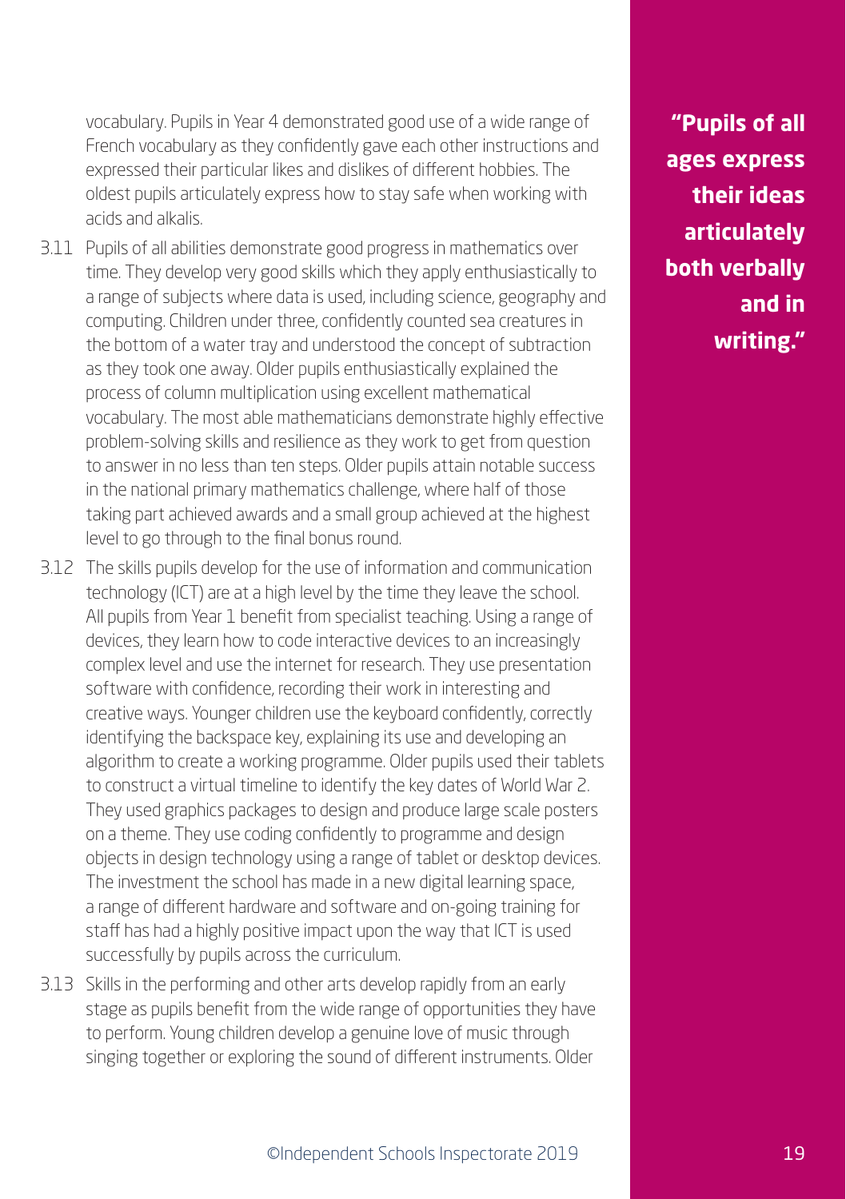vocabulary. Pupils in Year 4 demonstrated good use of a wide range of French vocabulary as they confidently gave each other instructions and expressed their particular likes and dislikes of different hobbies. The oldest pupils articulately express how to stay safe when working with acids and alkalis.

3.11 Pupils of all abilities demonstrate good progress in mathematics over time. They develop very good skills which they apply enthusiastically to a range of subjects where data is used, including science, geography and computing. Children under three, confidently counted sea creatures in the bottom of a water tray and understood the concept of subtraction as they took one away. Older pupils enthusiastically explained the process of column multiplication using excellent mathematical vocabulary. The most able mathematicians demonstrate highly effective problem-solving skills and resilience as they work to get from question to answer in no less than ten steps. Older pupils attain notable success in the national primary mathematics challenge, where half of those taking part achieved awards and a small group achieved at the highest level to go through to the final bonus round.

3.12 The skills pupils develop for the use of information and communication technology (ICT) are at a high level by the time they leave the school. All pupils from Year 1 benefit from specialist teaching. Using a range of devices, they learn how to code interactive devices to an increasingly complex level and use the internet for research. They use presentation software with confidence, recording their work in interesting and creative ways. Younger children use the keyboard confidently, correctly identifying the backspace key, explaining its use and developing an algorithm to create a working programme. Older pupils used their tablets to construct a virtual timeline to identify the key dates of World War 2. They used graphics packages to design and produce large scale posters on a theme. They use coding confidently to programme and design objects in design technology using a range of tablet or desktop devices. The investment the school has made in a new digital learning space, a range of different hardware and software and on-going training for staff has had a highly positive impact upon the way that ICT is used successfully by pupils across the curriculum.

3.13 Skills in the performing and other arts develop rapidly from an early stage as pupils benefit from the wide range of opportunities they have to perform. Young children develop a genuine love of music through singing together or exploring the sound of different instruments. Older

**"Pupils of all ages express their ideas articulately both verbally and in writing."**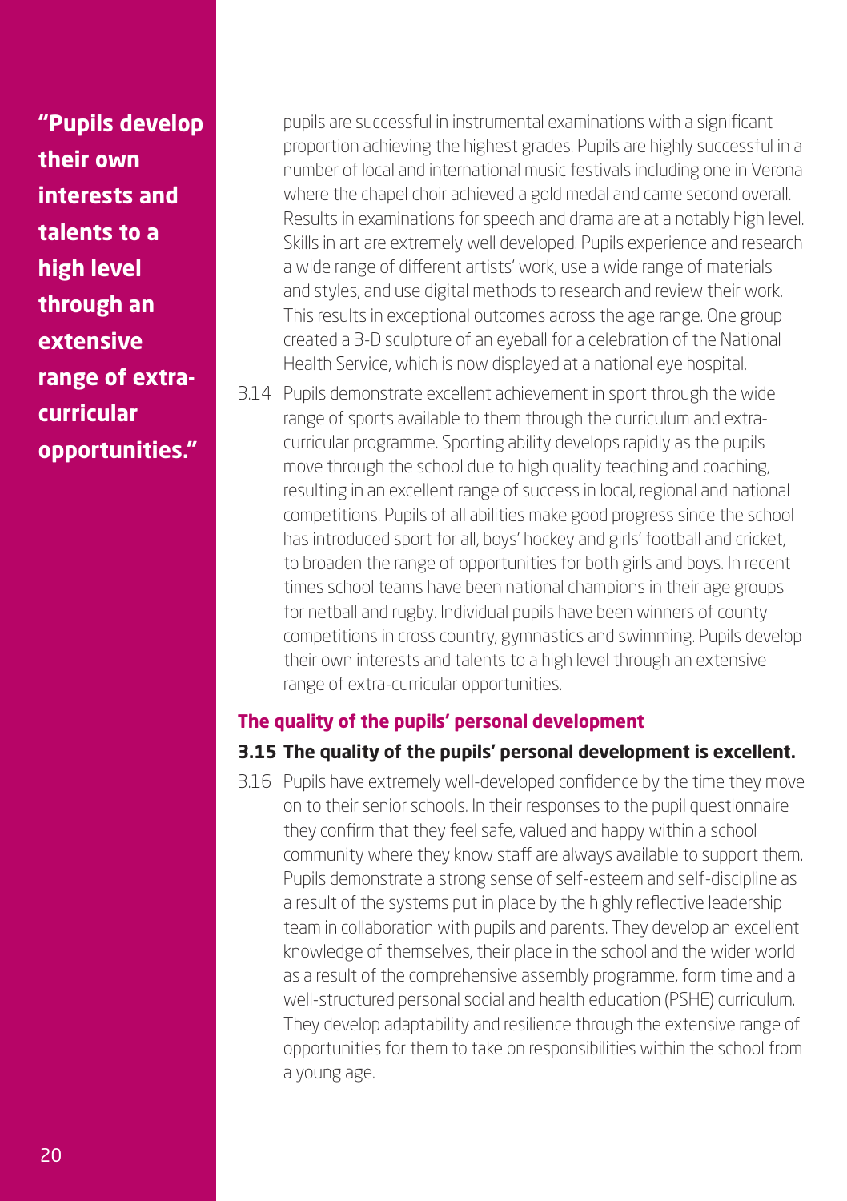> **"Pupils develop their own interests and talents to a high level through an extensive range of extra-curricular opportunities."**

pupils are successful in instrumental examinations with a significant proportion achieving the highest grades. Pupils are highly successful in a number of local and international music festivals including one in Verona where the chapel choir achieved a gold medal and came second overall. Results in examinations for speech and drama are at a notably high level. Skills in art are extremely well developed. Pupils experience and research a wide range of different artists' work, use a wide range of materials and styles, and use digital methods to research and review their work. This results in exceptional outcomes across the age range. One group created a 3-D sculpture of an eyeball for a celebration of the National Health Service, which is now displayed at a national eye hospital.

3.14 Pupils demonstrate excellent achievement in sport through the wide range of sports available to them through the curriculum and extra-curricular programme. Sporting ability develops rapidly as the pupils move through the school due to high quality teaching and coaching, resulting in an excellent range of success in local, regional and national competitions. Pupils of all abilities make good progress since the school has introduced sport for all, boys' hockey and girls' football and cricket, to broaden the range of opportunities for both girls and boys. In recent times school teams have been national champions in their age groups for netball and rugby. Individual pupils have been winners of county competitions in cross country, gymnastics and swimming. Pupils develop their own interests and talents to a high level through an extensive range of extra-curricular opportunities.

### The quality of the pupils' personal development

**3.15 The quality of the pupils' personal development is excellent.**

3.16 Pupils have extremely well-developed confidence by the time they move on to their senior schools. In their responses to the pupil questionnaire they confirm that they feel safe, valued and happy within a school community where they know staff are always available to support them. Pupils demonstrate a strong sense of self-esteem and self-discipline as a result of the systems put in place by the highly reflective leadership team in collaboration with pupils and parents. They develop an excellent knowledge of themselves, their place in the school and the wider world as a result of the comprehensive assembly programme, form time and a well-structured personal social and health education (PSHE) curriculum. They develop adaptability and resilience through the extensive range of opportunities for them to take on responsibilities within the school from a young age.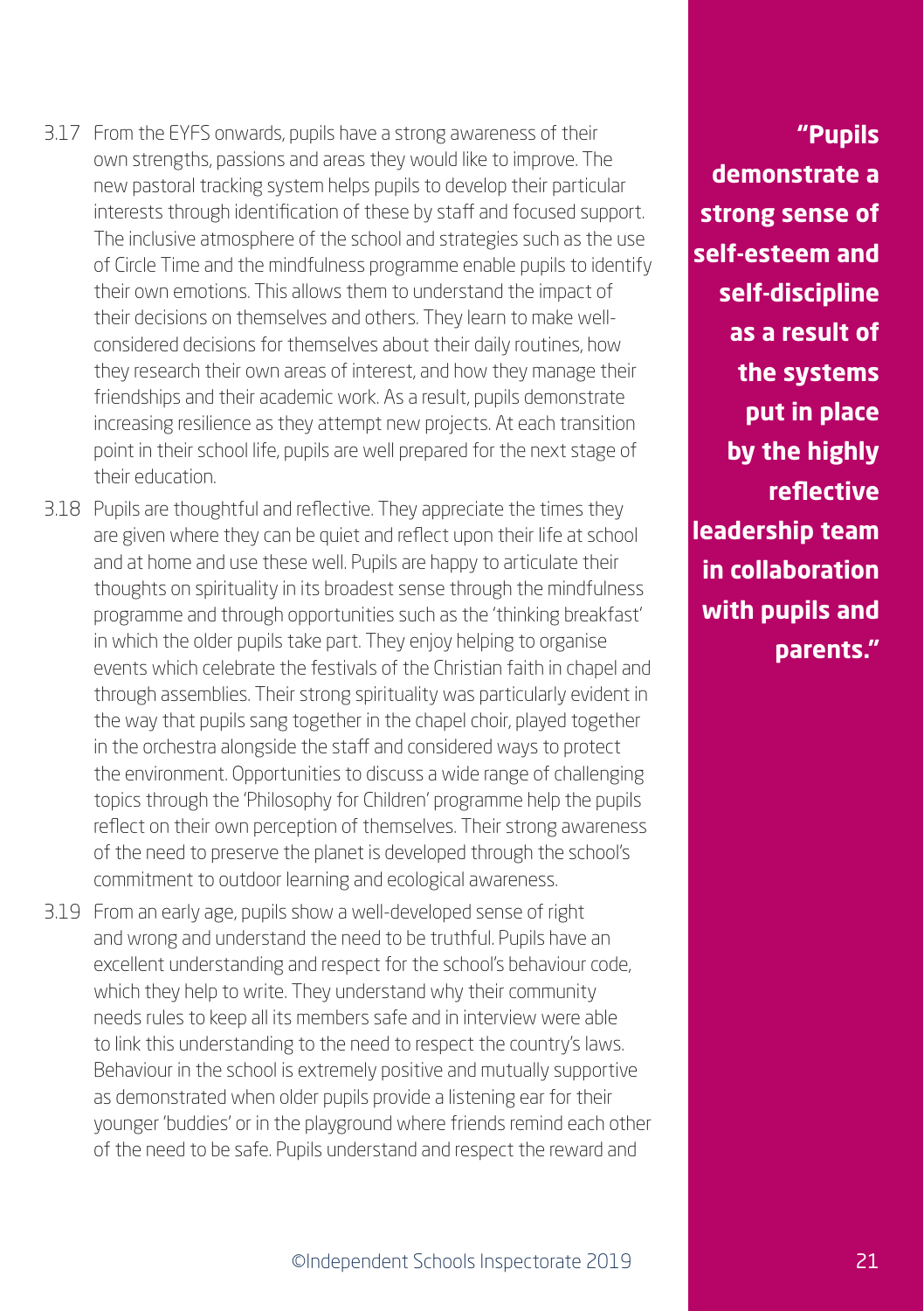3.17 From the EYFS onwards, pupils have a strong awareness of their own strengths, passions and areas they would like to improve. The new pastoral tracking system helps pupils to develop their particular interests through identification of these by staff and focused support. The inclusive atmosphere of the school and strategies such as the use of Circle Time and the mindfulness programme enable pupils to identify their own emotions. This allows them to understand the impact of their decisions on themselves and others. They learn to make well-considered decisions for themselves about their daily routines, how they research their own areas of interest, and how they manage their friendships and their academic work. As a result, pupils demonstrate increasing resilience as they attempt new projects. At each transition point in their school life, pupils are well prepared for the next stage of their education.

3.18 Pupils are thoughtful and reflective. They appreciate the times they are given where they can be quiet and reflect upon their life at school and at home and use these well. Pupils are happy to articulate their thoughts on spirituality in its broadest sense through the mindfulness programme and through opportunities such as the 'thinking breakfast' in which the older pupils take part. They enjoy helping to organise events which celebrate the festivals of the Christian faith in chapel and through assemblies. Their strong spirituality was particularly evident in the way that pupils sang together in the chapel choir, played together in the orchestra alongside the staff and considered ways to protect the environment. Opportunities to discuss a wide range of challenging topics through the 'Philosophy for Children' programme help the pupils reflect on their own perception of themselves. Their strong awareness of the need to preserve the planet is developed through the school's commitment to outdoor learning and ecological awareness.

3.19 From an early age, pupils show a well-developed sense of right and wrong and understand the need to be truthful. Pupils have an excellent understanding and respect for the school's behaviour code, which they help to write. They understand why their community needs rules to keep all its members safe and in interview were able to link this understanding to the need to respect the country's laws. Behaviour in the school is extremely positive and mutually supportive as demonstrated when older pupils provide a listening ear for their younger 'buddies' or in the playground where friends remind each other of the need to be safe. Pupils understand and respect the reward and

**"Pupils demonstrate a strong sense of self-esteem and self-discipline as a result of the systems put in place by the highly reflective leadership team in collaboration with pupils and parents."**

©Independent Schools Inspectorate 2019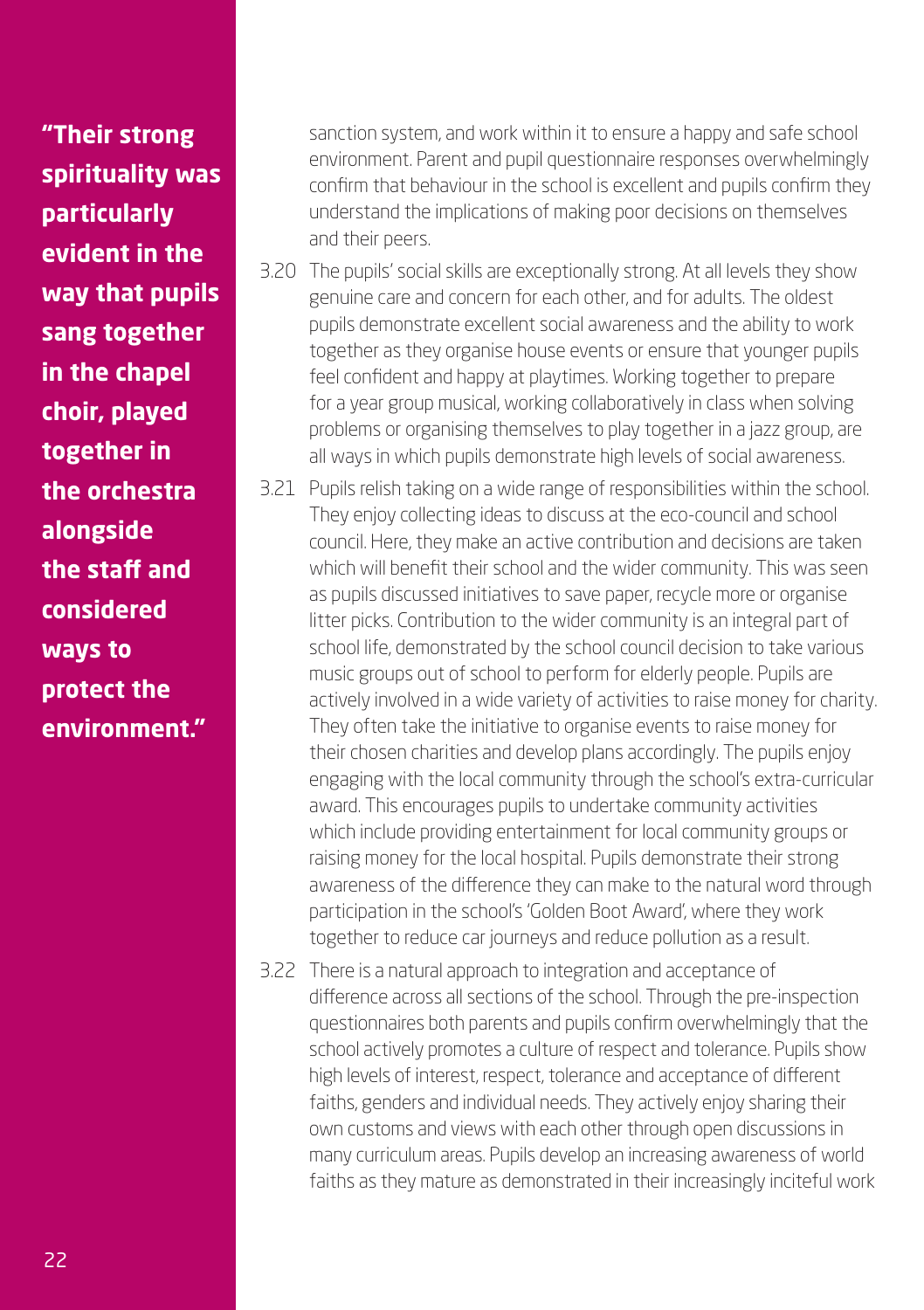**"Their strong spirituality was particularly evident in the way that pupils sang together in the chapel choir, played together in the orchestra alongside the staff and considered ways to protect the environment."**

sanction system, and work within it to ensure a happy and safe school environment. Parent and pupil questionnaire responses overwhelmingly confirm that behaviour in the school is excellent and pupils confirm they understand the implications of making poor decisions on themselves and their peers.

3.20 The pupils' social skills are exceptionally strong. At all levels they show genuine care and concern for each other, and for adults. The oldest pupils demonstrate excellent social awareness and the ability to work together as they organise house events or ensure that younger pupils feel confident and happy at playtimes. Working together to prepare for a year group musical, working collaboratively in class when solving problems or organising themselves to play together in a jazz group, are all ways in which pupils demonstrate high levels of social awareness.

3.21 Pupils relish taking on a wide range of responsibilities within the school. They enjoy collecting ideas to discuss at the eco-council and school council. Here, they make an active contribution and decisions are taken which will benefit their school and the wider community. This was seen as pupils discussed initiatives to save paper, recycle more or organise litter picks. Contribution to the wider community is an integral part of school life, demonstrated by the school council decision to take various music groups out of school to perform for elderly people. Pupils are actively involved in a wide variety of activities to raise money for charity. They often take the initiative to organise events to raise money for their chosen charities and develop plans accordingly. The pupils enjoy engaging with the local community through the school's extra-curricular award. This encourages pupils to undertake community activities which include providing entertainment for local community groups or raising money for the local hospital. Pupils demonstrate their strong awareness of the difference they can make to the natural word through participation in the school's 'Golden Boot Award', where they work together to reduce car journeys and reduce pollution as a result.

3.22 There is a natural approach to integration and acceptance of difference across all sections of the school. Through the pre-inspection questionnaires both parents and pupils confirm overwhelmingly that the school actively promotes a culture of respect and tolerance. Pupils show high levels of interest, respect, tolerance and acceptance of different faiths, genders and individual needs. They actively enjoy sharing their own customs and views with each other through open discussions in many curriculum areas. Pupils develop an increasing awareness of world faiths as they mature as demonstrated in their increasingly inciteful work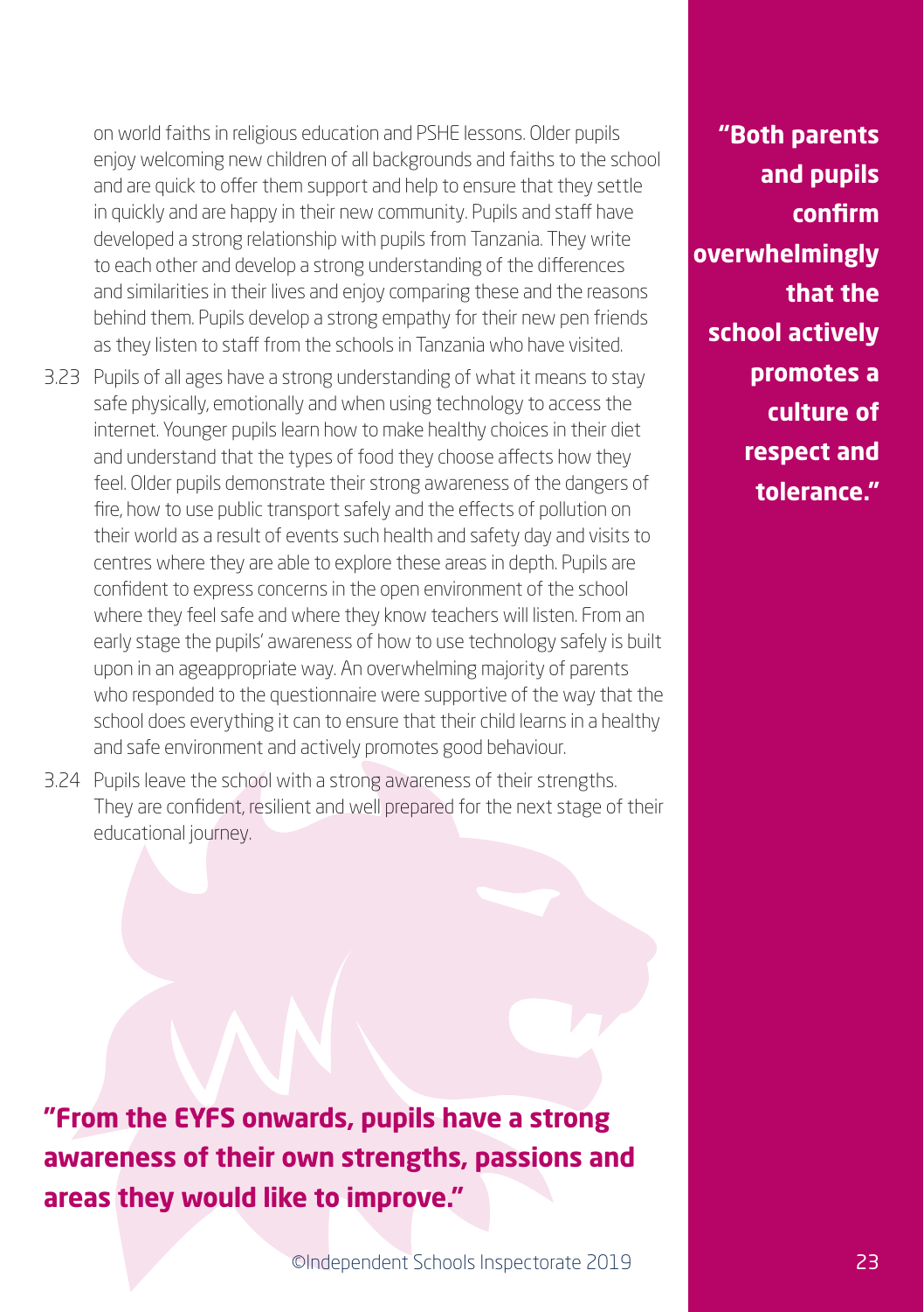on world faiths in religious education and PSHE lessons. Older pupils enjoy welcoming new children of all backgrounds and faiths to the school and are quick to offer them support and help to ensure that they settle in quickly and are happy in their new community. Pupils and staff have developed a strong relationship with pupils from Tanzania. They write to each other and develop a strong understanding of the differences and similarities in their lives and enjoy comparing these and the reasons behind them. Pupils develop a strong empathy for their new pen friends as they listen to staff from the schools in Tanzania who have visited.

3.23 Pupils of all ages have a strong understanding of what it means to stay safe physically, emotionally and when using technology to access the internet. Younger pupils learn how to make healthy choices in their diet and understand that the types of food they choose affects how they feel. Older pupils demonstrate their strong awareness of the dangers of fire, how to use public transport safely and the effects of pollution on their world as a result of events such health and safety day and visits to centres where they are able to explore these areas in depth. Pupils are confident to express concerns in the open environment of the school where they feel safe and where they know teachers will listen. From an early stage the pupils' awareness of how to use technology safely is built upon in an ageappropriate way. An overwhelming majority of parents who responded to the questionnaire were supportive of the way that the school does everything it can to ensure that their child learns in a healthy and safe environment and actively promotes good behaviour.

3.24 Pupils leave the school with a strong awareness of their strengths. They are confident, resilient and well prepared for the next stage of their educational journey.

**"From the EYFS onwards, pupils have a strong awareness of their own strengths, passions and areas they would like to improve."**

**"Both parents and pupils confirm overwhelmingly that the school actively promotes a culture of respect and tolerance."**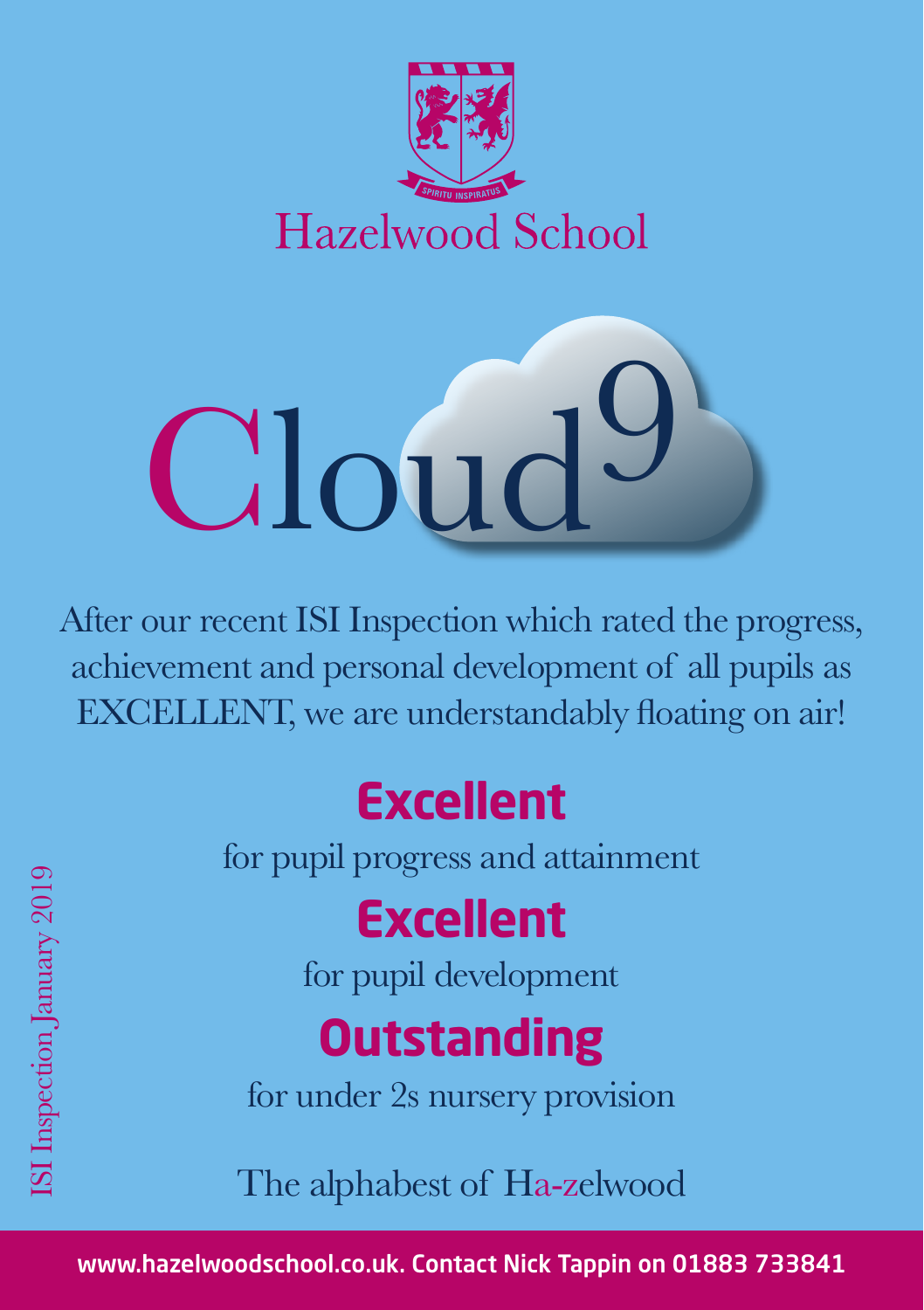SPIRITU INSPIRATUS

Hazelwood School

# Cloud9

After our recent ISI Inspection which rated the progress, achievement and personal development of all pupils as EXCELLENT, we are understandably floating on air!

## Excellent

for pupil progress and attainment

## Excellent

for pupil development

## Outstanding

for under 2s nursery provision

The alphabest of Ha-zelwood

ISI Inspection January 2019

www.hazelwoodschool.co.uk. Contact Nick Tappin on 01883 733841